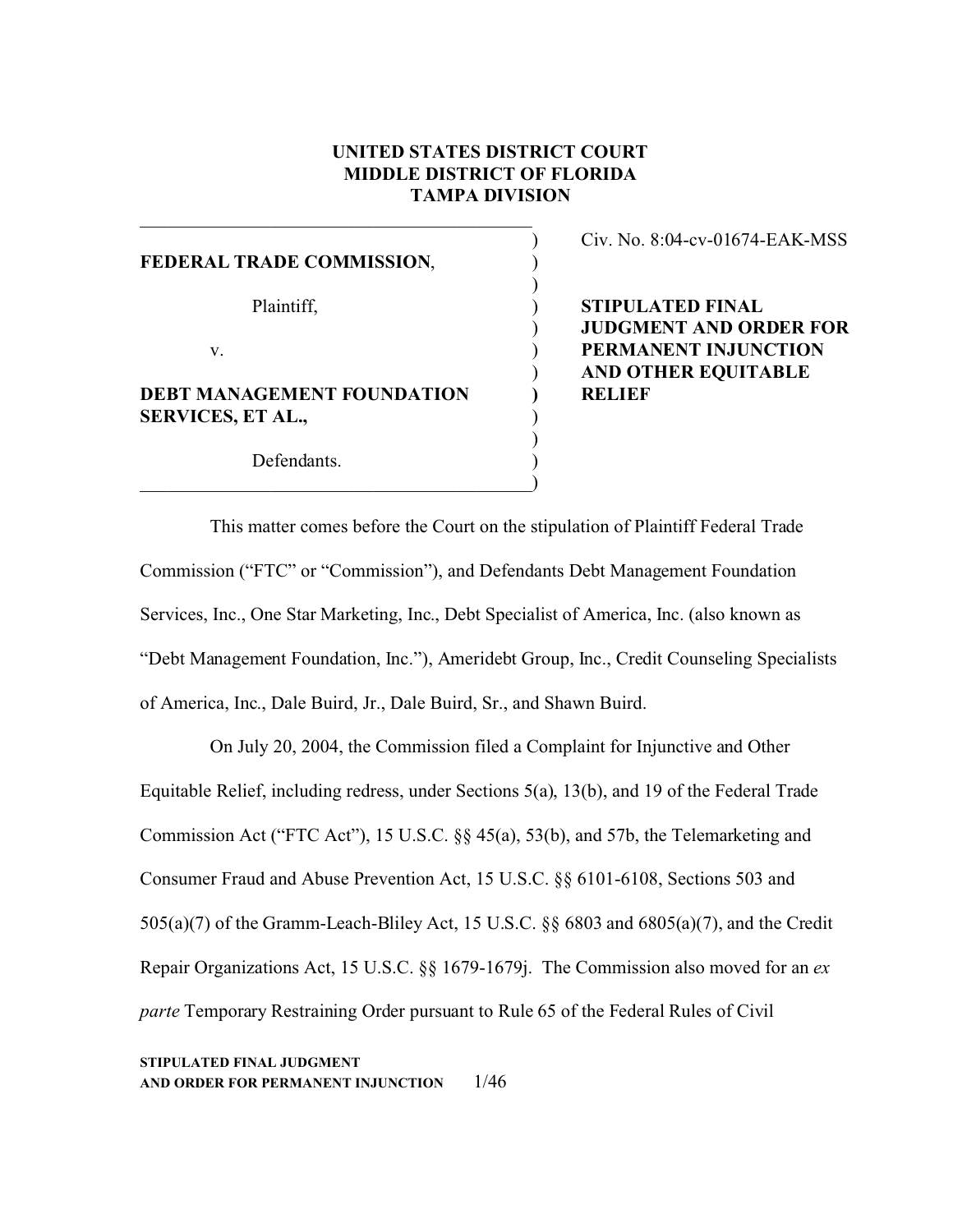**UNITED STATES DISTRICT COURT**
**MIDDLE DISTRICT OF FLORIDA**
**TAMPA DIVISION**

**FEDERAL TRADE COMMISSION**,

Plaintiff,

v.

**DEBT MANAGEMENT FOUNDATION SERVICES, ET AL.,**

Defendants.

Civ. No. 8:04-cv-01674-EAK-MSS

**STIPULATED FINAL JUDGMENT AND ORDER FOR PERMANENT INJUNCTION AND OTHER EQUITABLE RELIEF**

This matter comes before the Court on the stipulation of Plaintiff Federal Trade Commission ("FTC" or "Commission"), and Defendants Debt Management Foundation Services, Inc., One Star Marketing, Inc., Debt Specialist of America, Inc. (also known as "Debt Management Foundation, Inc."), Ameridebt Group, Inc., Credit Counseling Specialists of America, Inc., Dale Buird, Jr., Dale Buird, Sr., and Shawn Buird.

On July 20, 2004, the Commission filed a Complaint for Injunctive and Other Equitable Relief, including redress, under Sections 5(a), 13(b), and 19 of the Federal Trade Commission Act ("FTC Act"), 15 U.S.C. §§ 45(a), 53(b), and 57b, the Telemarketing and Consumer Fraud and Abuse Prevention Act, 15 U.S.C. §§ 6101-6108, Sections 503 and 505(a)(7) of the Gramm-Leach-Bliley Act, 15 U.S.C. §§ 6803 and 6805(a)(7), and the Credit Repair Organizations Act, 15 U.S.C. §§ 1679-1679j. The Commission also moved for an *ex parte* Temporary Restraining Order pursuant to Rule 65 of the Federal Rules of Civil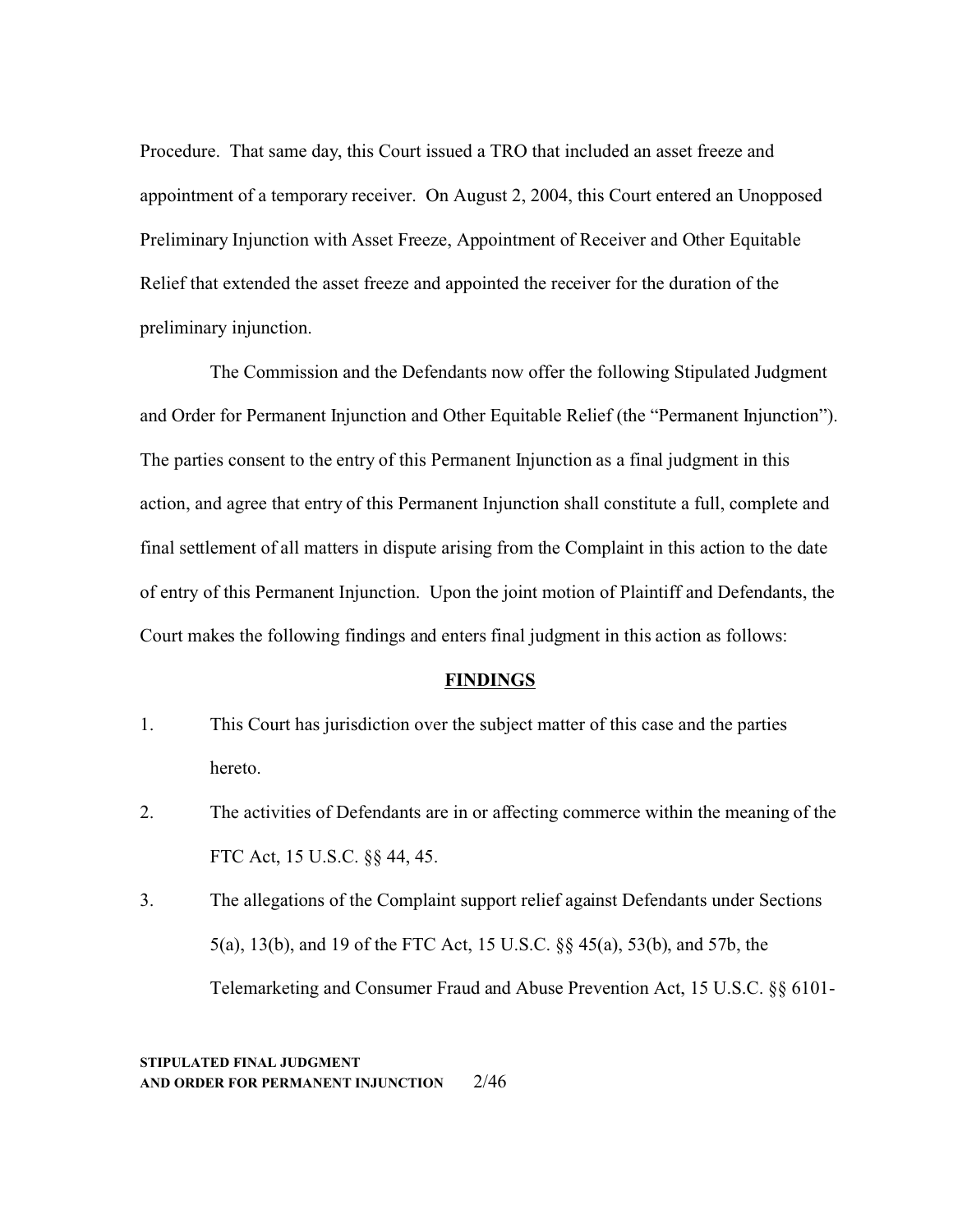Procedure. That same day, this Court issued a TRO that included an asset freeze and appointment of a temporary receiver. On August 2, 2004, this Court entered an Unopposed Preliminary Injunction with Asset Freeze, Appointment of Receiver and Other Equitable Relief that extended the asset freeze and appointed the receiver for the duration of the preliminary injunction.

The Commission and the Defendants now offer the following Stipulated Judgment and Order for Permanent Injunction and Other Equitable Relief (the "Permanent Injunction"). The parties consent to the entry of this Permanent Injunction as a final judgment in this action, and agree that entry of this Permanent Injunction shall constitute a full, complete and final settlement of all matters in dispute arising from the Complaint in this action to the date of entry of this Permanent Injunction. Upon the joint motion of Plaintiff and Defendants, the Court makes the following findings and enters final judgment in this action as follows:

## **FINDINGS**

1. This Court has jurisdiction over the subject matter of this case and the parties hereto.
2. The activities of Defendants are in or affecting commerce within the meaning of the FTC Act, 15 U.S.C. §§ 44, 45.
3. The allegations of the Complaint support relief against Defendants under Sections 5(a), 13(b), and 19 of the FTC Act, 15 U.S.C. §§ 45(a), 53(b), and 57b, the Telemarketing and Consumer Fraud and Abuse Prevention Act, 15 U.S.C. §§ 6101-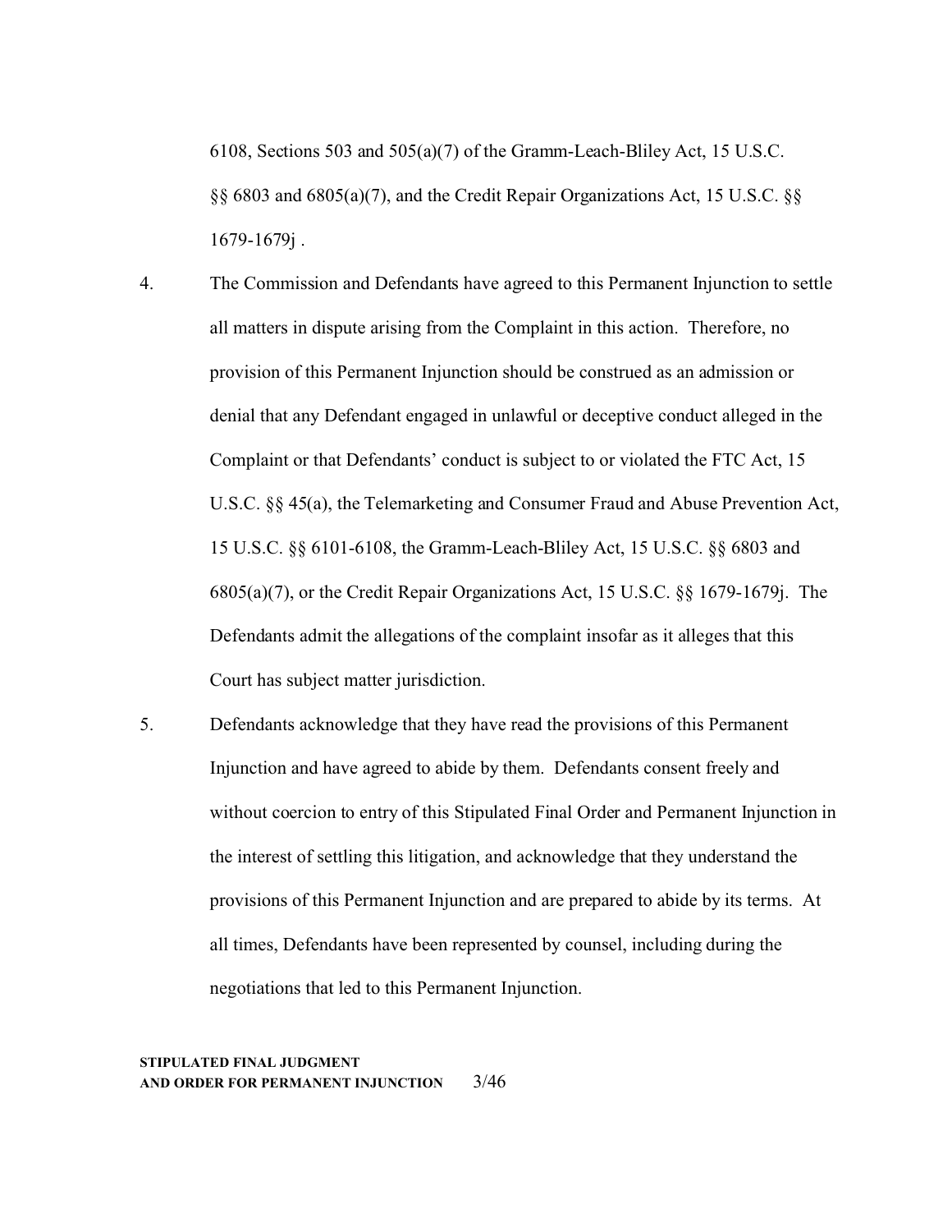6108, Sections 503 and 505(a)(7) of the Gramm-Leach-Bliley Act, 15 U.S.C. §§ 6803 and 6805(a)(7), and the Credit Repair Organizations Act, 15 U.S.C. §§ 1679-1679j .

4. The Commission and Defendants have agreed to this Permanent Injunction to settle all matters in dispute arising from the Complaint in this action. Therefore, no provision of this Permanent Injunction should be construed as an admission or denial that any Defendant engaged in unlawful or deceptive conduct alleged in the Complaint or that Defendants' conduct is subject to or violated the FTC Act, 15 U.S.C. §§ 45(a), the Telemarketing and Consumer Fraud and Abuse Prevention Act, 15 U.S.C. §§ 6101-6108, the Gramm-Leach-Bliley Act, 15 U.S.C. §§ 6803 and 6805(a)(7), or the Credit Repair Organizations Act, 15 U.S.C. §§ 1679-1679j. The Defendants admit the allegations of the complaint insofar as it alleges that this Court has subject matter jurisdiction.

5. Defendants acknowledge that they have read the provisions of this Permanent Injunction and have agreed to abide by them. Defendants consent freely and without coercion to entry of this Stipulated Final Order and Permanent Injunction in the interest of settling this litigation, and acknowledge that they understand the provisions of this Permanent Injunction and are prepared to abide by its terms. At all times, Defendants have been represented by counsel, including during the negotiations that led to this Permanent Injunction.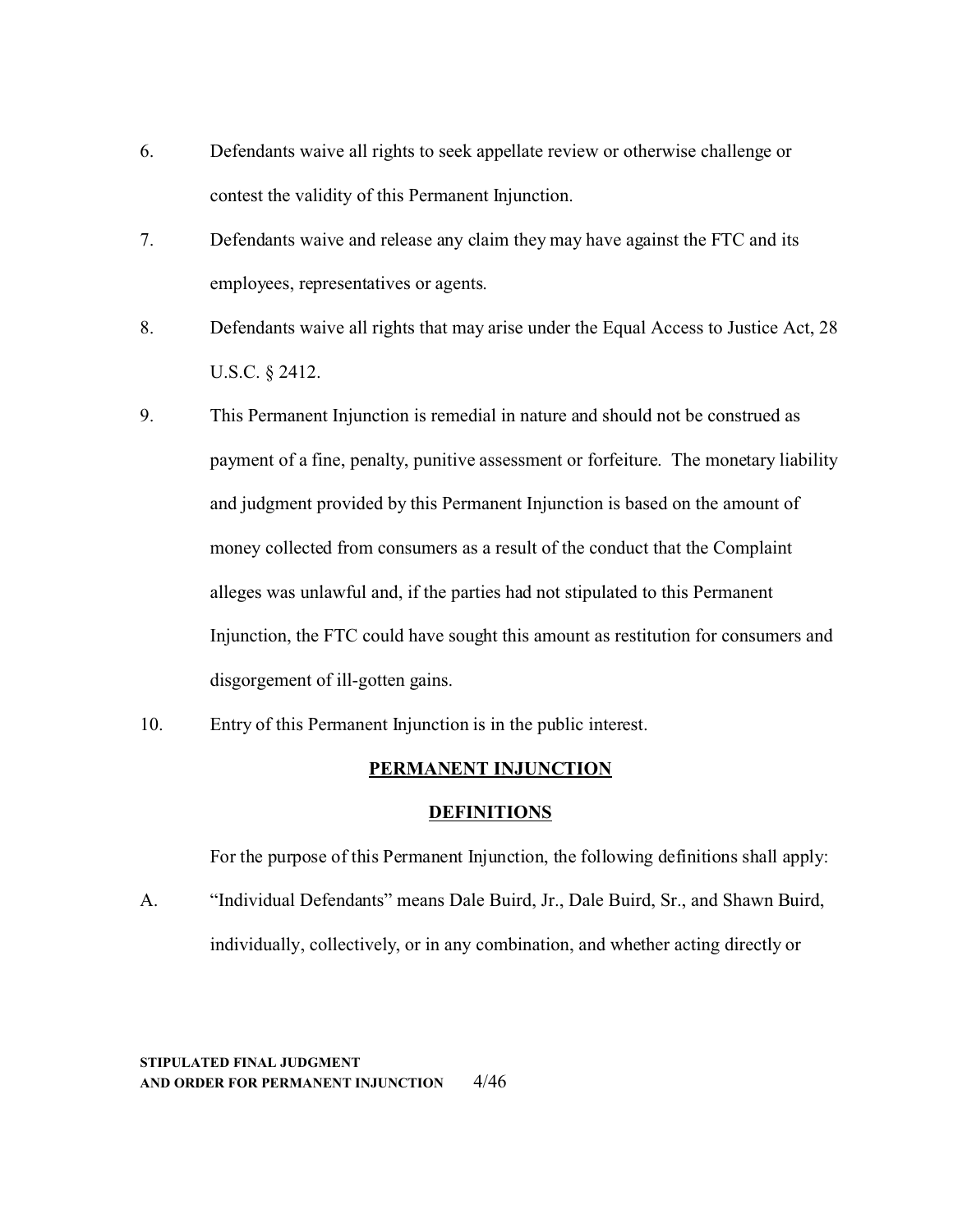6. Defendants waive all rights to seek appellate review or otherwise challenge or contest the validity of this Permanent Injunction.

7. Defendants waive and release any claim they may have against the FTC and its employees, representatives or agents.

8. Defendants waive all rights that may arise under the Equal Access to Justice Act, 28 U.S.C. § 2412.

9. This Permanent Injunction is remedial in nature and should not be construed as payment of a fine, penalty, punitive assessment or forfeiture. The monetary liability and judgment provided by this Permanent Injunction is based on the amount of money collected from consumers as a result of the conduct that the Complaint alleges was unlawful and, if the parties had not stipulated to this Permanent Injunction, the FTC could have sought this amount as restitution for consumers and disgorgement of ill-gotten gains.

10. Entry of this Permanent Injunction is in the public interest.

## PERMANENT INJUNCTION

### DEFINITIONS

For the purpose of this Permanent Injunction, the following definitions shall apply:

A. "Individual Defendants" means Dale Buird, Jr., Dale Buird, Sr., and Shawn Buird, individually, collectively, or in any combination, and whether acting directly or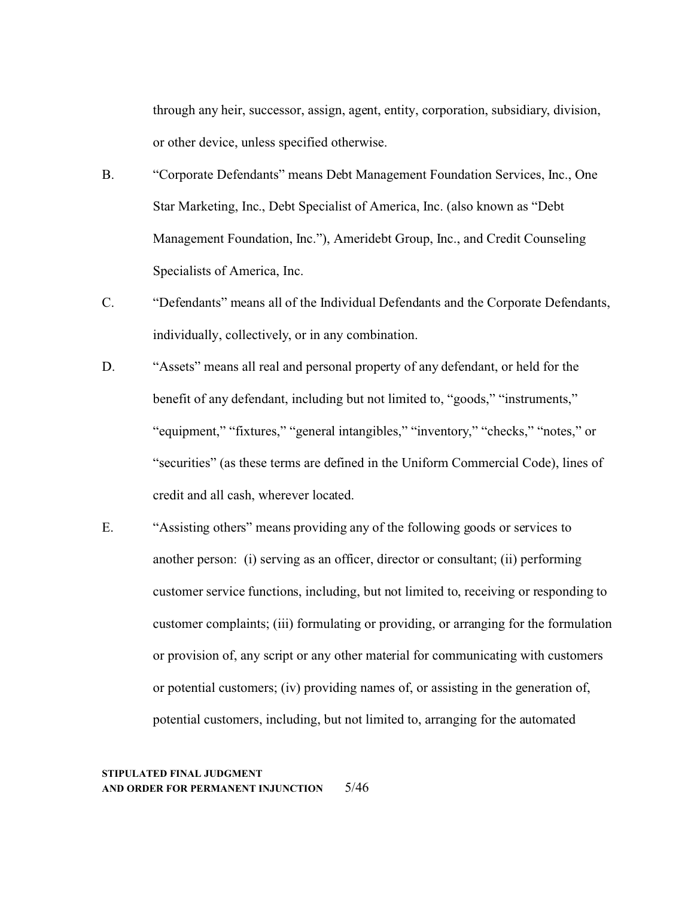through any heir, successor, assign, agent, entity, corporation, subsidiary, division, or other device, unless specified otherwise.

B. "Corporate Defendants" means Debt Management Foundation Services, Inc., One Star Marketing, Inc., Debt Specialist of America, Inc. (also known as "Debt Management Foundation, Inc."), Ameridebt Group, Inc., and Credit Counseling Specialists of America, Inc.

C. "Defendants" means all of the Individual Defendants and the Corporate Defendants, individually, collectively, or in any combination.

D. "Assets" means all real and personal property of any defendant, or held for the benefit of any defendant, including but not limited to, "goods," "instruments," "equipment," "fixtures," "general intangibles," "inventory," "checks," "notes," or "securities" (as these terms are defined in the Uniform Commercial Code), lines of credit and all cash, wherever located.

E. "Assisting others" means providing any of the following goods or services to another person: (i) serving as an officer, director or consultant; (ii) performing customer service functions, including, but not limited to, receiving or responding to customer complaints; (iii) formulating or providing, or arranging for the formulation or provision of, any script or any other material for communicating with customers or potential customers; (iv) providing names of, or assisting in the generation of, potential customers, including, but not limited to, arranging for the automated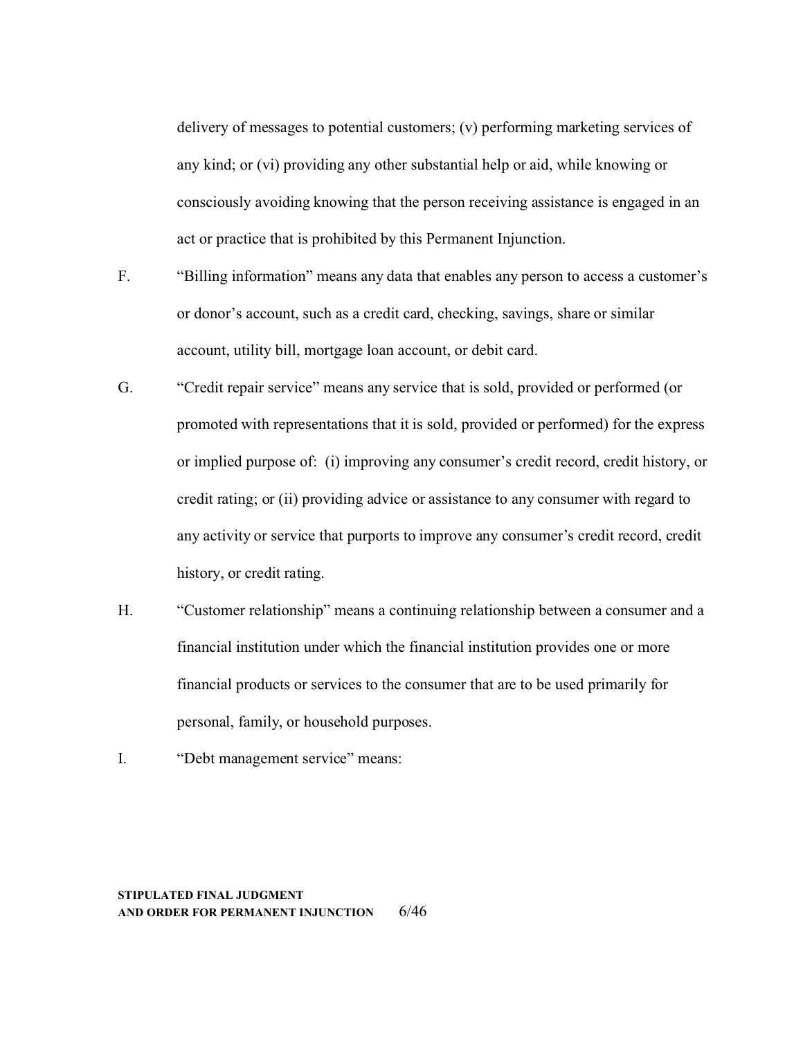delivery of messages to potential customers; (v) performing marketing services of any kind; or (vi) providing any other substantial help or aid, while knowing or consciously avoiding knowing that the person receiving assistance is engaged in an act or practice that is prohibited by this Permanent Injunction.

F. "Billing information" means any data that enables any person to access a customer's or donor's account, such as a credit card, checking, savings, share or similar account, utility bill, mortgage loan account, or debit card.

G. "Credit repair service" means any service that is sold, provided or performed (or promoted with representations that it is sold, provided or performed) for the express or implied purpose of: (i) improving any consumer's credit record, credit history, or credit rating; or (ii) providing advice or assistance to any consumer with regard to any activity or service that purports to improve any consumer's credit record, credit history, or credit rating.

H. "Customer relationship" means a continuing relationship between a consumer and a financial institution under which the financial institution provides one or more financial products or services to the consumer that are to be used primarily for personal, family, or household purposes.

I. "Debt management service" means: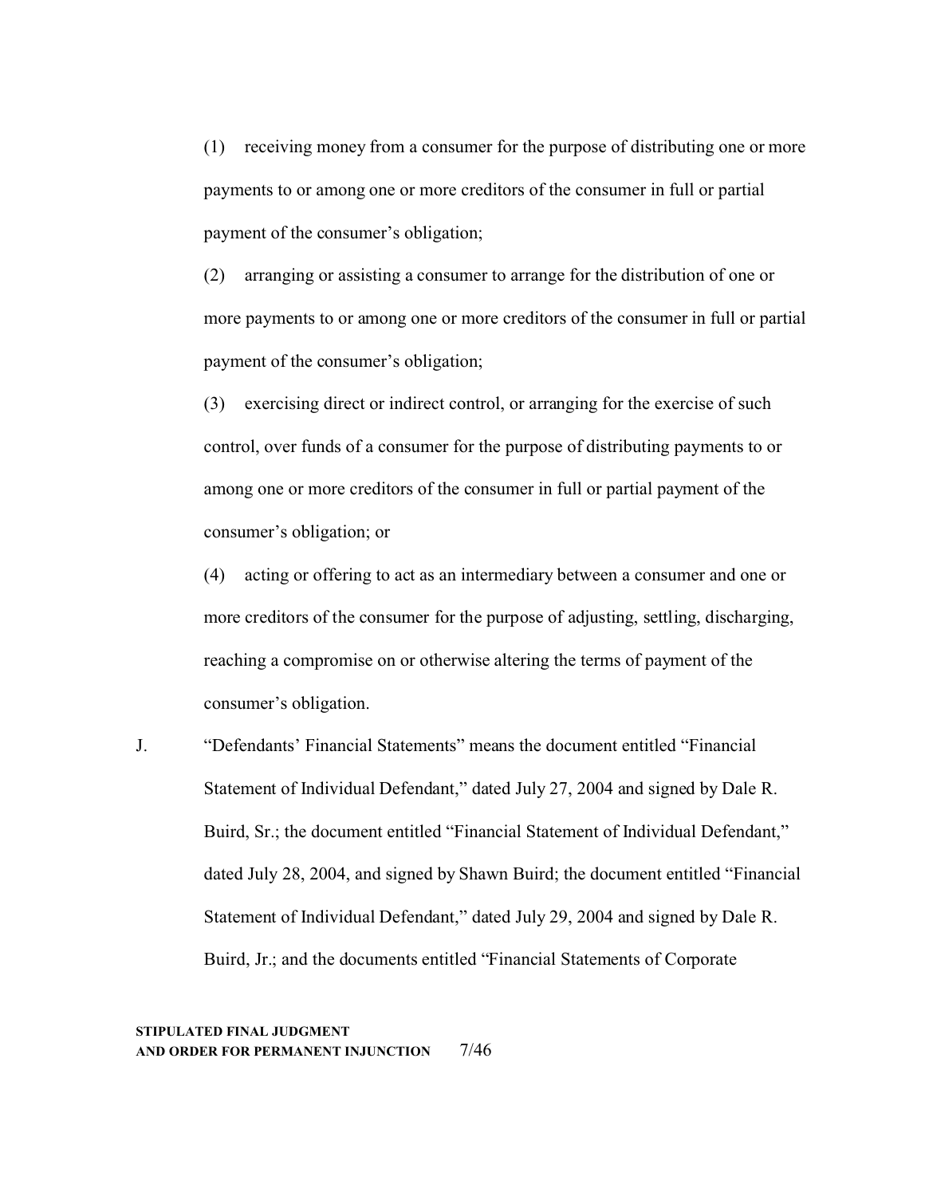(1) receiving money from a consumer for the purpose of distributing one or more payments to or among one or more creditors of the consumer in full or partial payment of the consumer's obligation;

(2) arranging or assisting a consumer to arrange for the distribution of one or more payments to or among one or more creditors of the consumer in full or partial payment of the consumer's obligation;

(3) exercising direct or indirect control, or arranging for the exercise of such control, over funds of a consumer for the purpose of distributing payments to or among one or more creditors of the consumer in full or partial payment of the consumer's obligation; or

(4) acting or offering to act as an intermediary between a consumer and one or more creditors of the consumer for the purpose of adjusting, settling, discharging, reaching a compromise on or otherwise altering the terms of payment of the consumer's obligation.

J. "Defendants' Financial Statements" means the document entitled "Financial Statement of Individual Defendant," dated July 27, 2004 and signed by Dale R. Buird, Sr.; the document entitled "Financial Statement of Individual Defendant," dated July 28, 2004, and signed by Shawn Buird; the document entitled "Financial Statement of Individual Defendant," dated July 29, 2004 and signed by Dale R. Buird, Jr.; and the documents entitled "Financial Statements of Corporate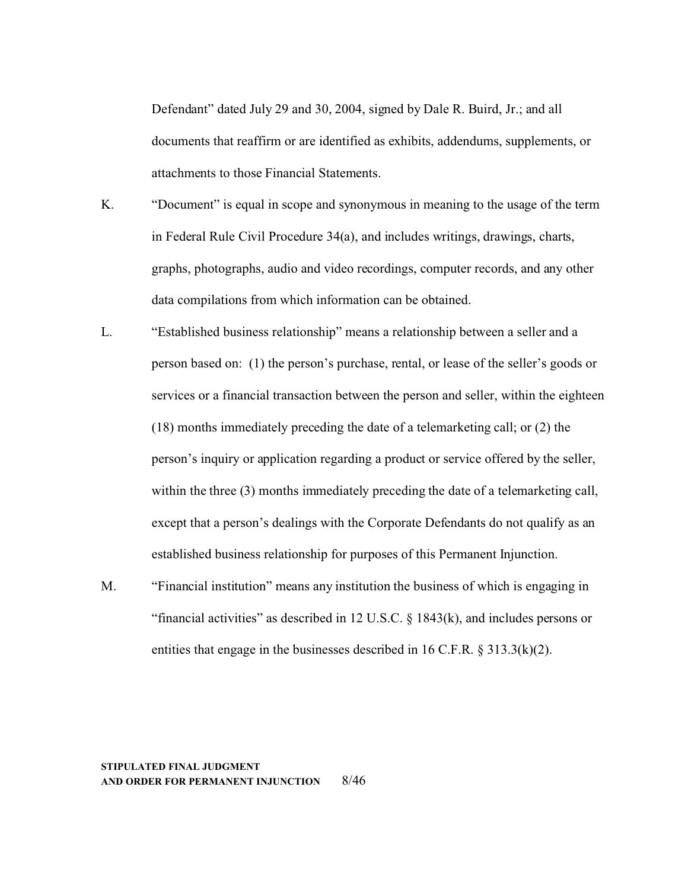Defendant" dated July 29 and 30, 2004, signed by Dale R. Buird, Jr.; and all documents that reaffirm or are identified as exhibits, addendums, supplements, or attachments to those Financial Statements.

K. "Document" is equal in scope and synonymous in meaning to the usage of the term in Federal Rule Civil Procedure 34(a), and includes writings, drawings, charts, graphs, photographs, audio and video recordings, computer records, and any other data compilations from which information can be obtained.

L. "Established business relationship" means a relationship between a seller and a person based on: (1) the person's purchase, rental, or lease of the seller's goods or services or a financial transaction between the person and seller, within the eighteen (18) months immediately preceding the date of a telemarketing call; or (2) the person's inquiry or application regarding a product or service offered by the seller, within the three (3) months immediately preceding the date of a telemarketing call, except that a person's dealings with the Corporate Defendants do not qualify as an established business relationship for purposes of this Permanent Injunction.

M. "Financial institution" means any institution the business of which is engaging in "financial activities" as described in 12 U.S.C. § 1843(k), and includes persons or entities that engage in the businesses described in 16 C.F.R. § 313.3(k)(2).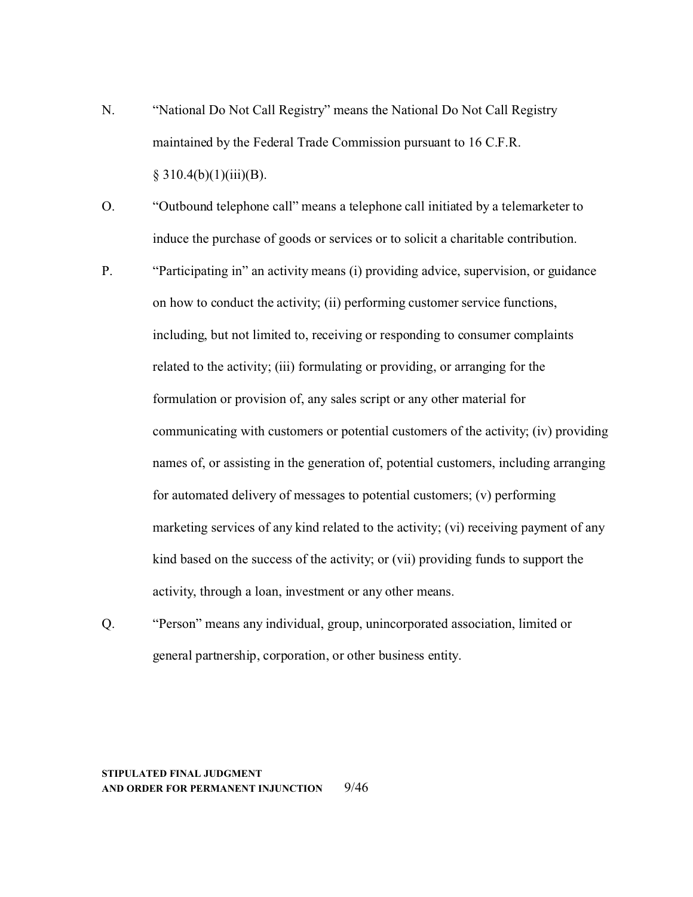N. "National Do Not Call Registry" means the National Do Not Call Registry maintained by the Federal Trade Commission pursuant to 16 C.F.R. § 310.4(b)(1)(iii)(B).

O. "Outbound telephone call" means a telephone call initiated by a telemarketer to induce the purchase of goods or services or to solicit a charitable contribution.

P. "Participating in" an activity means (i) providing advice, supervision, or guidance on how to conduct the activity; (ii) performing customer service functions, including, but not limited to, receiving or responding to consumer complaints related to the activity; (iii) formulating or providing, or arranging for the formulation or provision of, any sales script or any other material for communicating with customers or potential customers of the activity; (iv) providing names of, or assisting in the generation of, potential customers, including arranging for automated delivery of messages to potential customers; (v) performing marketing services of any kind related to the activity; (vi) receiving payment of any kind based on the success of the activity; or (vii) providing funds to support the activity, through a loan, investment or any other means.

Q. "Person" means any individual, group, unincorporated association, limited or general partnership, corporation, or other business entity.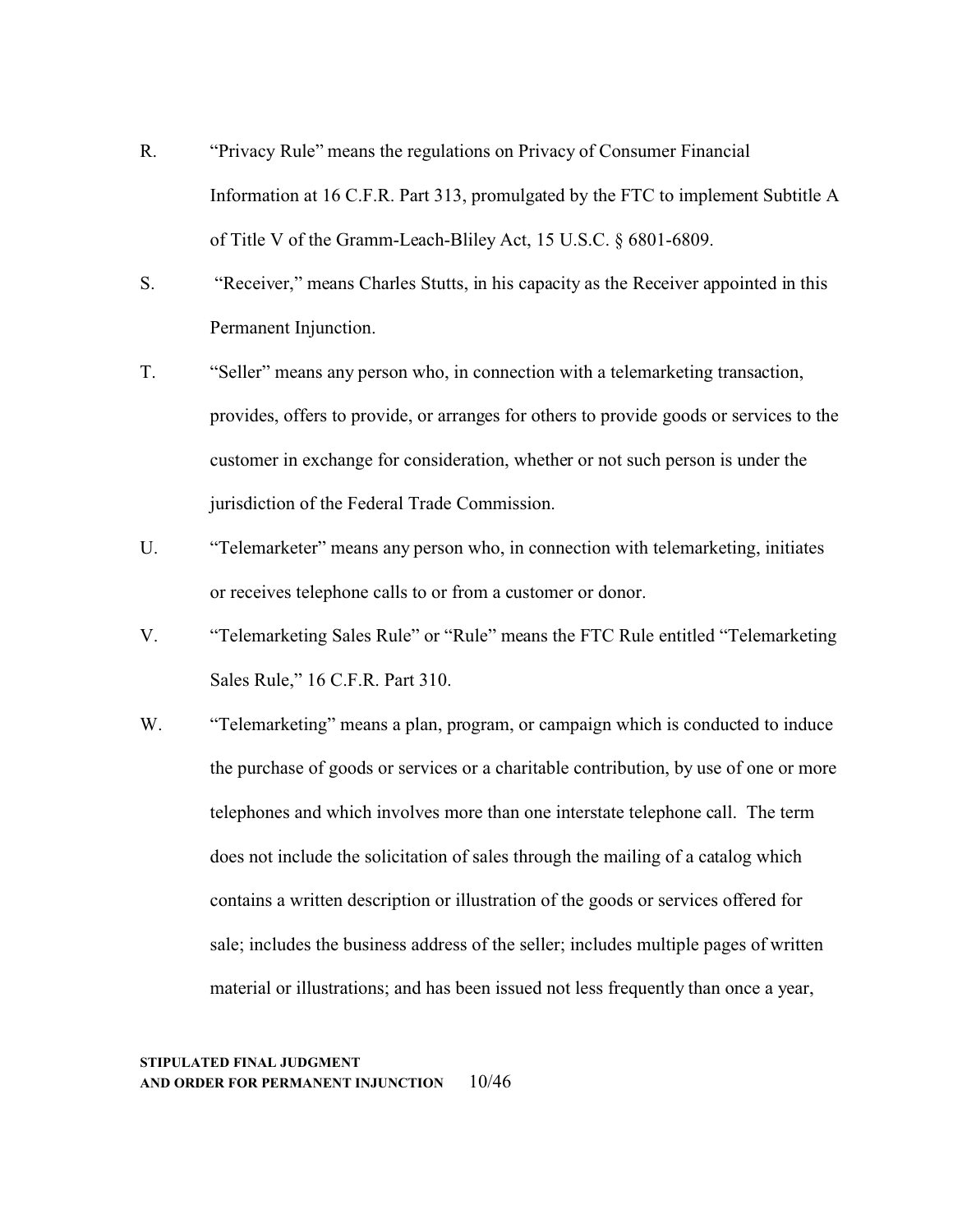R. "Privacy Rule" means the regulations on Privacy of Consumer Financial Information at 16 C.F.R. Part 313, promulgated by the FTC to implement Subtitle A of Title V of the Gramm-Leach-Bliley Act, 15 U.S.C. § 6801-6809.

S. "Receiver," means Charles Stutts, in his capacity as the Receiver appointed in this Permanent Injunction.

T. "Seller" means any person who, in connection with a telemarketing transaction, provides, offers to provide, or arranges for others to provide goods or services to the customer in exchange for consideration, whether or not such person is under the jurisdiction of the Federal Trade Commission.

U. "Telemarketer" means any person who, in connection with telemarketing, initiates or receives telephone calls to or from a customer or donor.

V. "Telemarketing Sales Rule" or "Rule" means the FTC Rule entitled "Telemarketing Sales Rule," 16 C.F.R. Part 310.

W. "Telemarketing" means a plan, program, or campaign which is conducted to induce the purchase of goods or services or a charitable contribution, by use of one or more telephones and which involves more than one interstate telephone call. The term does not include the solicitation of sales through the mailing of a catalog which contains a written description or illustration of the goods or services offered for sale; includes the business address of the seller; includes multiple pages of written material or illustrations; and has been issued not less frequently than once a year,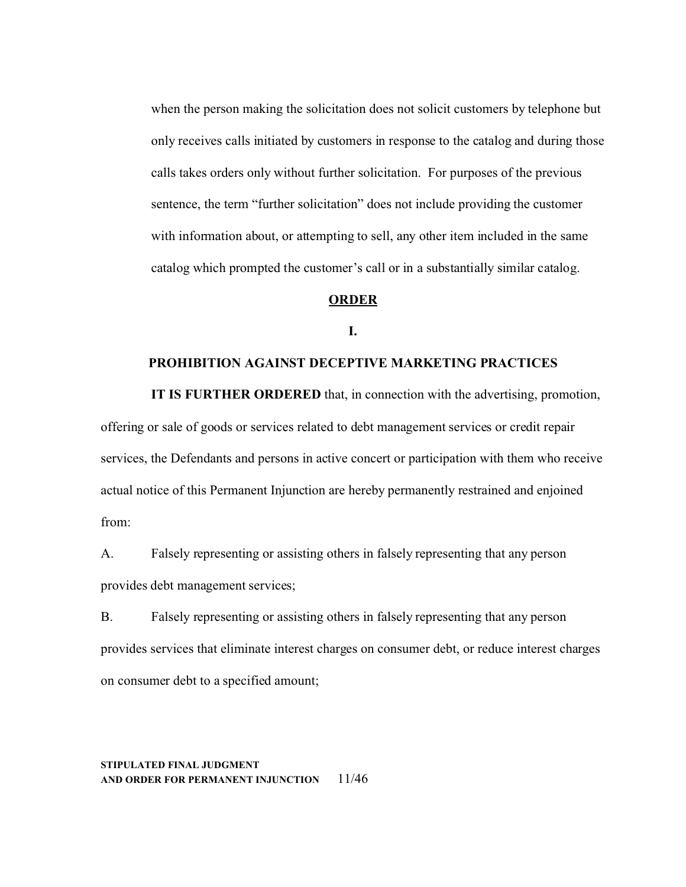when the person making the solicitation does not solicit customers by telephone but only receives calls initiated by customers in response to the catalog and during those calls takes orders only without further solicitation. For purposes of the previous sentence, the term "further solicitation" does not include providing the customer with information about, or attempting to sell, any other item included in the same catalog which prompted the customer's call or in a substantially similar catalog.

## ORDER

### I.

### PROHIBITION AGAINST DECEPTIVE MARKETING PRACTICES

**IT IS FURTHER ORDERED** that, in connection with the advertising, promotion, offering or sale of goods or services related to debt management services or credit repair services, the Defendants and persons in active concert or participation with them who receive actual notice of this Permanent Injunction are hereby permanently restrained and enjoined from:

A. Falsely representing or assisting others in falsely representing that any person provides debt management services;

B. Falsely representing or assisting others in falsely representing that any person provides services that eliminate interest charges on consumer debt, or reduce interest charges on consumer debt to a specified amount;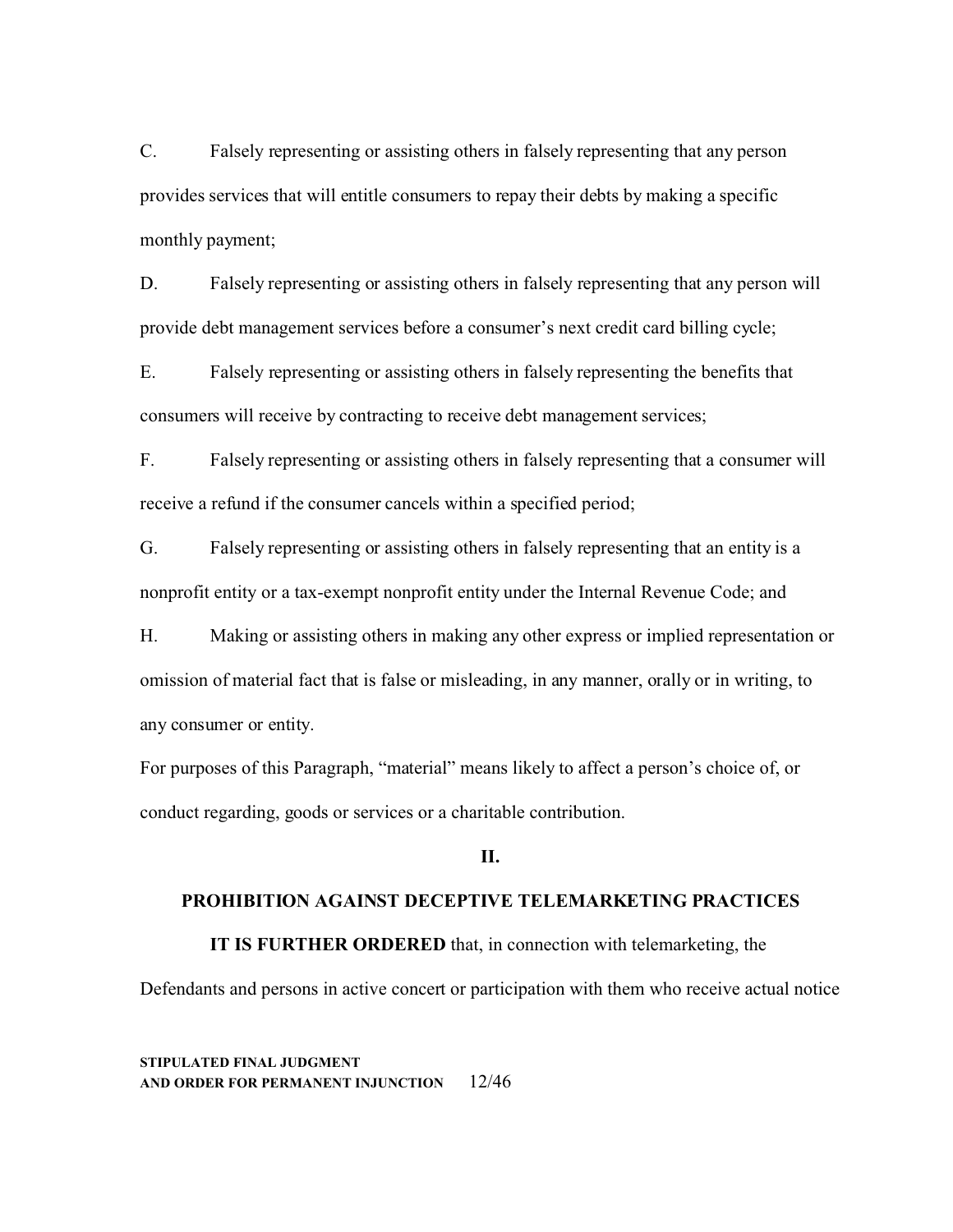C. Falsely representing or assisting others in falsely representing that any person provides services that will entitle consumers to repay their debts by making a specific monthly payment;

D. Falsely representing or assisting others in falsely representing that any person will provide debt management services before a consumer's next credit card billing cycle;

E. Falsely representing or assisting others in falsely representing the benefits that consumers will receive by contracting to receive debt management services;

F. Falsely representing or assisting others in falsely representing that a consumer will receive a refund if the consumer cancels within a specified period;

G. Falsely representing or assisting others in falsely representing that an entity is a nonprofit entity or a tax-exempt nonprofit entity under the Internal Revenue Code; and

H. Making or assisting others in making any other express or implied representation or omission of material fact that is false or misleading, in any manner, orally or in writing, to any consumer or entity.

For purposes of this Paragraph, "material" means likely to affect a person's choice of, or conduct regarding, goods or services or a charitable contribution.

## II.

## PROHIBITION AGAINST DECEPTIVE TELEMARKETING PRACTICES

**IT IS FURTHER ORDERED** that, in connection with telemarketing, the Defendants and persons in active concert or participation with them who receive actual notice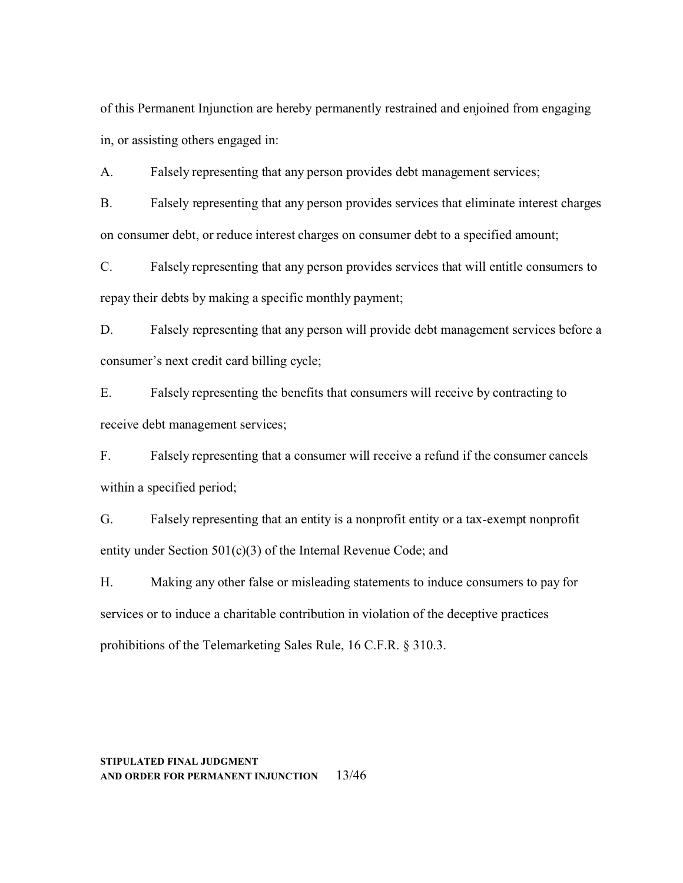of this Permanent Injunction are hereby permanently restrained and enjoined from engaging in, or assisting others engaged in:

A. Falsely representing that any person provides debt management services;

B. Falsely representing that any person provides services that eliminate interest charges on consumer debt, or reduce interest charges on consumer debt to a specified amount;

C. Falsely representing that any person provides services that will entitle consumers to repay their debts by making a specific monthly payment;

D. Falsely representing that any person will provide debt management services before a consumer's next credit card billing cycle;

E. Falsely representing the benefits that consumers will receive by contracting to receive debt management services;

F. Falsely representing that a consumer will receive a refund if the consumer cancels within a specified period;

G. Falsely representing that an entity is a nonprofit entity or a tax-exempt nonprofit entity under Section 501(c)(3) of the Internal Revenue Code; and

H. Making any other false or misleading statements to induce consumers to pay for services or to induce a charitable contribution in violation of the deceptive practices prohibitions of the Telemarketing Sales Rule, 16 C.F.R. § 310.3.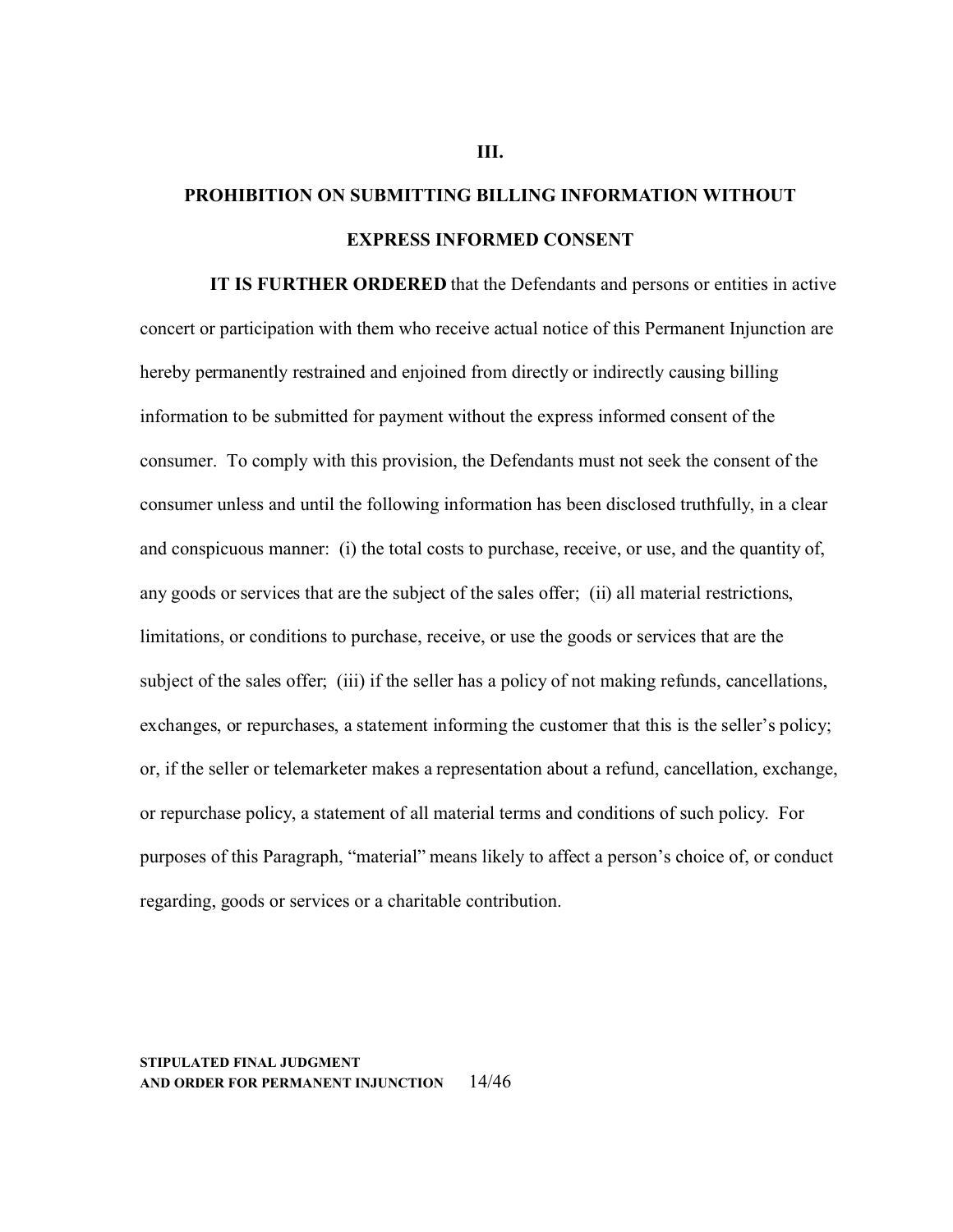## III.

## PROHIBITION ON SUBMITTING BILLING INFORMATION WITHOUT EXPRESS INFORMED CONSENT

**IT IS FURTHER ORDERED** that the Defendants and persons or entities in active concert or participation with them who receive actual notice of this Permanent Injunction are hereby permanently restrained and enjoined from directly or indirectly causing billing information to be submitted for payment without the express informed consent of the consumer. To comply with this provision, the Defendants must not seek the consent of the consumer unless and until the following information has been disclosed truthfully, in a clear and conspicuous manner: (i) the total costs to purchase, receive, or use, and the quantity of, any goods or services that are the subject of the sales offer; (ii) all material restrictions, limitations, or conditions to purchase, receive, or use the goods or services that are the subject of the sales offer; (iii) if the seller has a policy of not making refunds, cancellations, exchanges, or repurchases, a statement informing the customer that this is the seller's policy; or, if the seller or telemarketer makes a representation about a refund, cancellation, exchange, or repurchase policy, a statement of all material terms and conditions of such policy. For purposes of this Paragraph, "material" means likely to affect a person's choice of, or conduct regarding, goods or services or a charitable contribution.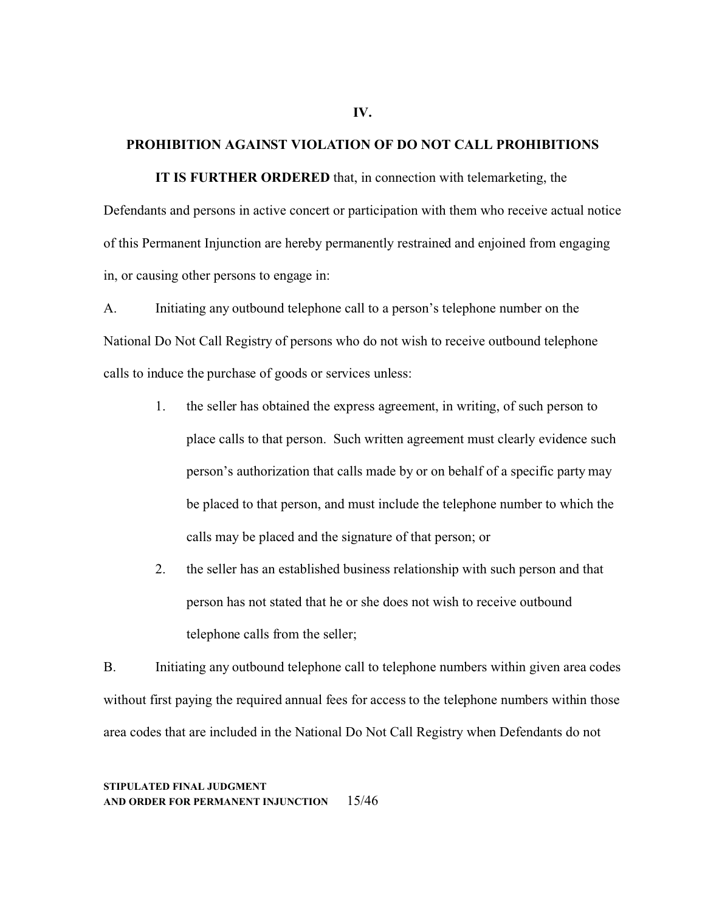## IV.

## PROHIBITION AGAINST VIOLATION OF DO NOT CALL PROHIBITIONS

**IT IS FURTHER ORDERED** that, in connection with telemarketing, the Defendants and persons in active concert or participation with them who receive actual notice of this Permanent Injunction are hereby permanently restrained and enjoined from engaging in, or causing other persons to engage in:

A. Initiating any outbound telephone call to a person's telephone number on the National Do Not Call Registry of persons who do not wish to receive outbound telephone calls to induce the purchase of goods or services unless:

1. the seller has obtained the express agreement, in writing, of such person to place calls to that person. Such written agreement must clearly evidence such person's authorization that calls made by or on behalf of a specific party may be placed to that person, and must include the telephone number to which the calls may be placed and the signature of that person; or

2. the seller has an established business relationship with such person and that person has not stated that he or she does not wish to receive outbound telephone calls from the seller;

B. Initiating any outbound telephone call to telephone numbers within given area codes without first paying the required annual fees for access to the telephone numbers within those area codes that are included in the National Do Not Call Registry when Defendants do not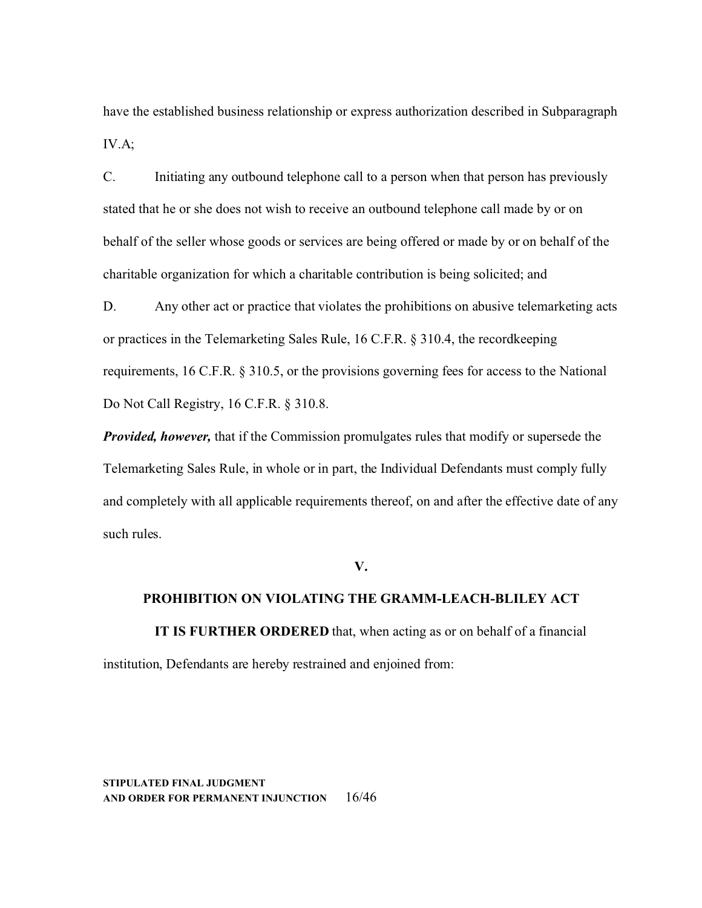have the established business relationship or express authorization described in Subparagraph IV.A;

C. Initiating any outbound telephone call to a person when that person has previously stated that he or she does not wish to receive an outbound telephone call made by or on behalf of the seller whose goods or services are being offered or made by or on behalf of the charitable organization for which a charitable contribution is being solicited; and

D. Any other act or practice that violates the prohibitions on abusive telemarketing acts or practices in the Telemarketing Sales Rule, 16 C.F.R. § 310.4, the recordkeeping requirements, 16 C.F.R. § 310.5, or the provisions governing fees for access to the National Do Not Call Registry, 16 C.F.R. § 310.8.

***Provided, however,*** that if the Commission promulgates rules that modify or supersede the Telemarketing Sales Rule, in whole or in part, the Individual Defendants must comply fully and completely with all applicable requirements thereof, on and after the effective date of any such rules.

## V.

## PROHIBITION ON VIOLATING THE GRAMM-LEACH-BLILEY ACT

**IT IS FURTHER ORDERED** that, when acting as or on behalf of a financial institution, Defendants are hereby restrained and enjoined from: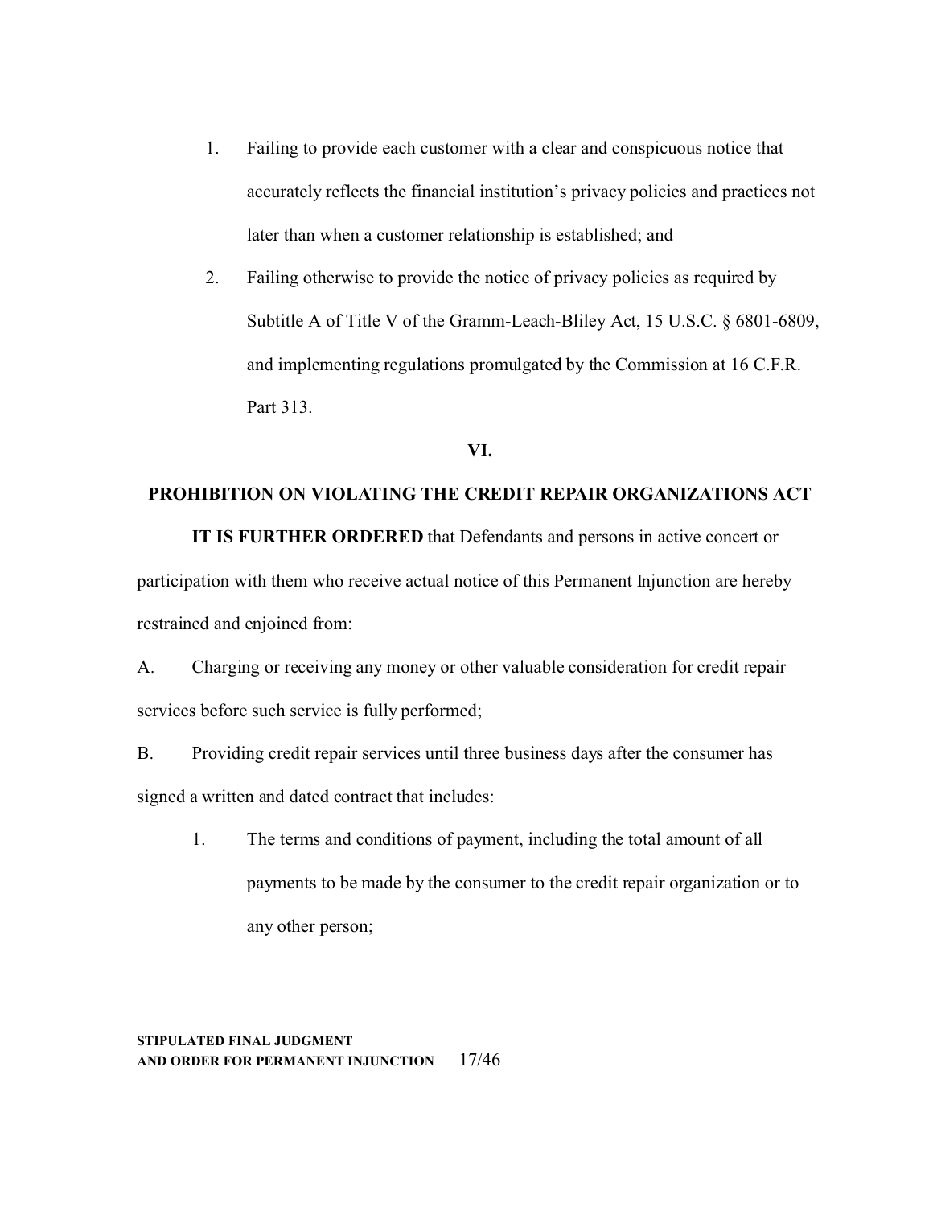1. Failing to provide each customer with a clear and conspicuous notice that accurately reflects the financial institution's privacy policies and practices not later than when a customer relationship is established; and

2. Failing otherwise to provide the notice of privacy policies as required by Subtitle A of Title V of the Gramm-Leach-Bliley Act, 15 U.S.C. § 6801-6809, and implementing regulations promulgated by the Commission at 16 C.F.R. Part 313.

## VI.

## PROHIBITION ON VIOLATING THE CREDIT REPAIR ORGANIZATIONS ACT

**IT IS FURTHER ORDERED** that Defendants and persons in active concert or participation with them who receive actual notice of this Permanent Injunction are hereby restrained and enjoined from:

A. Charging or receiving any money or other valuable consideration for credit repair services before such service is fully performed;

B. Providing credit repair services until three business days after the consumer has signed a written and dated contract that includes:

1. The terms and conditions of payment, including the total amount of all payments to be made by the consumer to the credit repair organization or to any other person;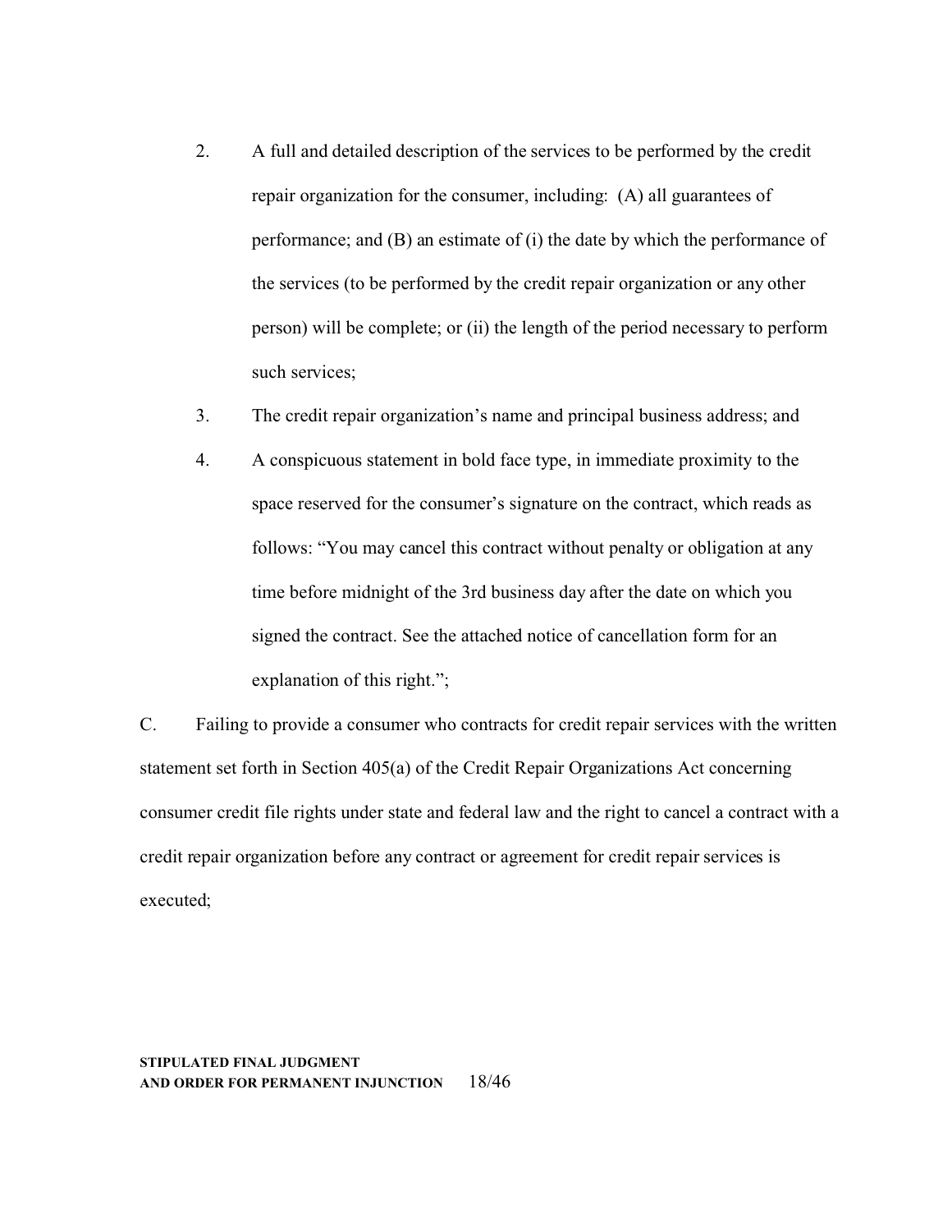2. A full and detailed description of the services to be performed by the credit repair organization for the consumer, including: (A) all guarantees of performance; and (B) an estimate of (i) the date by which the performance of the services (to be performed by the credit repair organization or any other person) will be complete; or (ii) the length of the period necessary to perform such services;

3. The credit repair organization's name and principal business address; and

4. A conspicuous statement in bold face type, in immediate proximity to the space reserved for the consumer's signature on the contract, which reads as follows: "You may cancel this contract without penalty or obligation at any time before midnight of the 3rd business day after the date on which you signed the contract. See the attached notice of cancellation form for an explanation of this right.";

C. Failing to provide a consumer who contracts for credit repair services with the written statement set forth in Section 405(a) of the Credit Repair Organizations Act concerning consumer credit file rights under state and federal law and the right to cancel a contract with a credit repair organization before any contract or agreement for credit repair services is executed;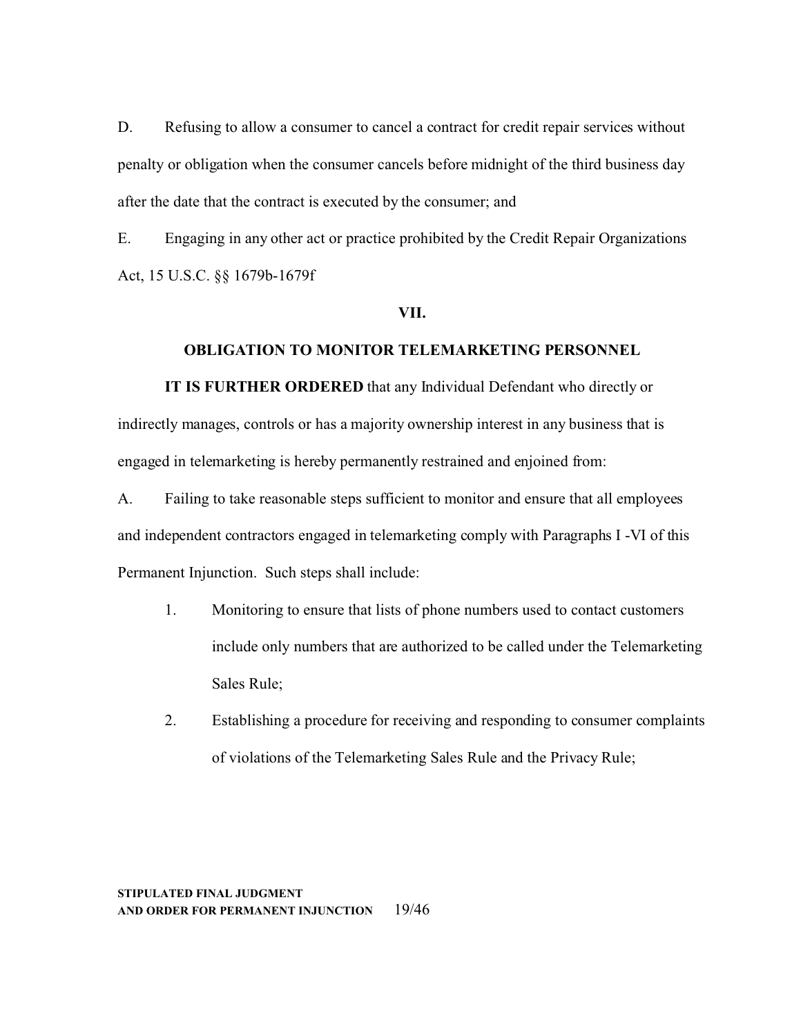D. Refusing to allow a consumer to cancel a contract for credit repair services without penalty or obligation when the consumer cancels before midnight of the third business day after the date that the contract is executed by the consumer; and

E. Engaging in any other act or practice prohibited by the Credit Repair Organizations Act, 15 U.S.C. §§ 1679b-1679f

## VII.

## OBLIGATION TO MONITOR TELEMARKETING PERSONNEL

**IT IS FURTHER ORDERED** that any Individual Defendant who directly or indirectly manages, controls or has a majority ownership interest in any business that is engaged in telemarketing is hereby permanently restrained and enjoined from:

A. Failing to take reasonable steps sufficient to monitor and ensure that all employees and independent contractors engaged in telemarketing comply with Paragraphs I -VI of this Permanent Injunction. Such steps shall include:

1. Monitoring to ensure that lists of phone numbers used to contact customers include only numbers that are authorized to be called under the Telemarketing Sales Rule;
2. Establishing a procedure for receiving and responding to consumer complaints of violations of the Telemarketing Sales Rule and the Privacy Rule;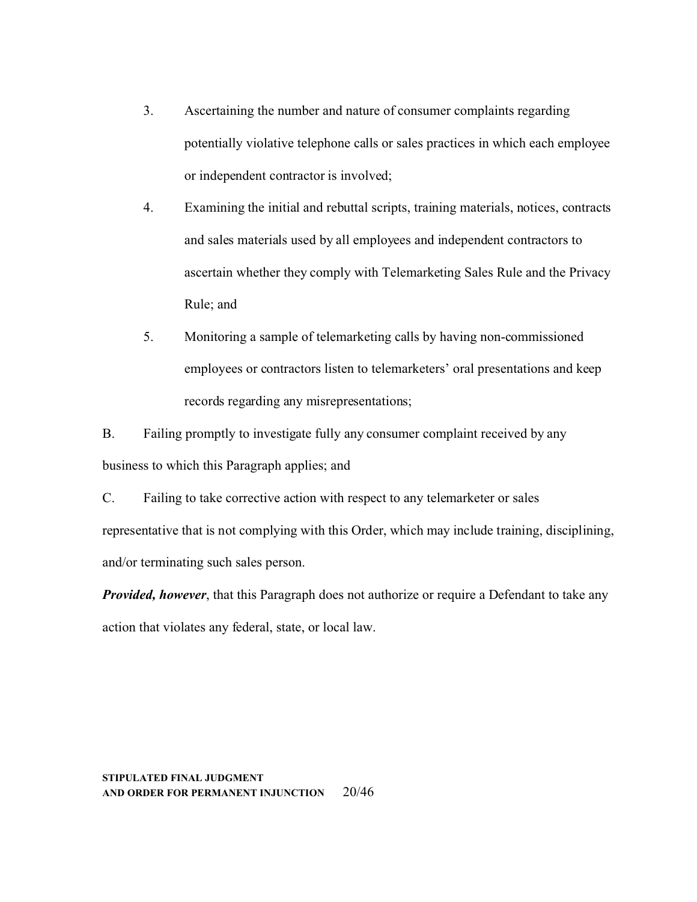3. Ascertaining the number and nature of consumer complaints regarding potentially violative telephone calls or sales practices in which each employee or independent contractor is involved;

4. Examining the initial and rebuttal scripts, training materials, notices, contracts and sales materials used by all employees and independent contractors to ascertain whether they comply with Telemarketing Sales Rule and the Privacy Rule; and

5. Monitoring a sample of telemarketing calls by having non-commissioned employees or contractors listen to telemarketers' oral presentations and keep records regarding any misrepresentations;

B. Failing promptly to investigate fully any consumer complaint received by any business to which this Paragraph applies; and

C. Failing to take corrective action with respect to any telemarketer or sales representative that is not complying with this Order, which may include training, disciplining, and/or terminating such sales person.

***Provided, however***, that this Paragraph does not authorize or require a Defendant to take any action that violates any federal, state, or local law.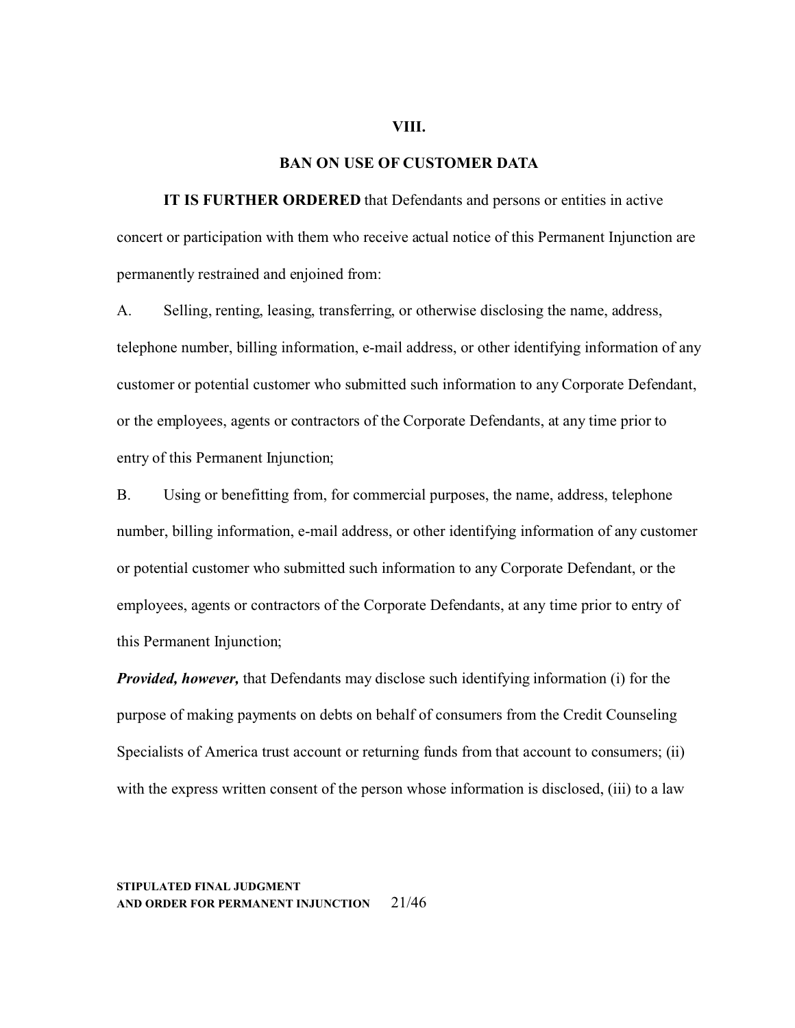## VIII.

## BAN ON USE OF CUSTOMER DATA

**IT IS FURTHER ORDERED** that Defendants and persons or entities in active concert or participation with them who receive actual notice of this Permanent Injunction are permanently restrained and enjoined from:

A. Selling, renting, leasing, transferring, or otherwise disclosing the name, address, telephone number, billing information, e-mail address, or other identifying information of any customer or potential customer who submitted such information to any Corporate Defendant, or the employees, agents or contractors of the Corporate Defendants, at any time prior to entry of this Permanent Injunction;

B. Using or benefitting from, for commercial purposes, the name, address, telephone number, billing information, e-mail address, or other identifying information of any customer or potential customer who submitted such information to any Corporate Defendant, or the employees, agents or contractors of the Corporate Defendants, at any time prior to entry of this Permanent Injunction;

***Provided, however,*** that Defendants may disclose such identifying information (i) for the purpose of making payments on debts on behalf of consumers from the Credit Counseling Specialists of America trust account or returning funds from that account to consumers; (ii) with the express written consent of the person whose information is disclosed, (iii) to a law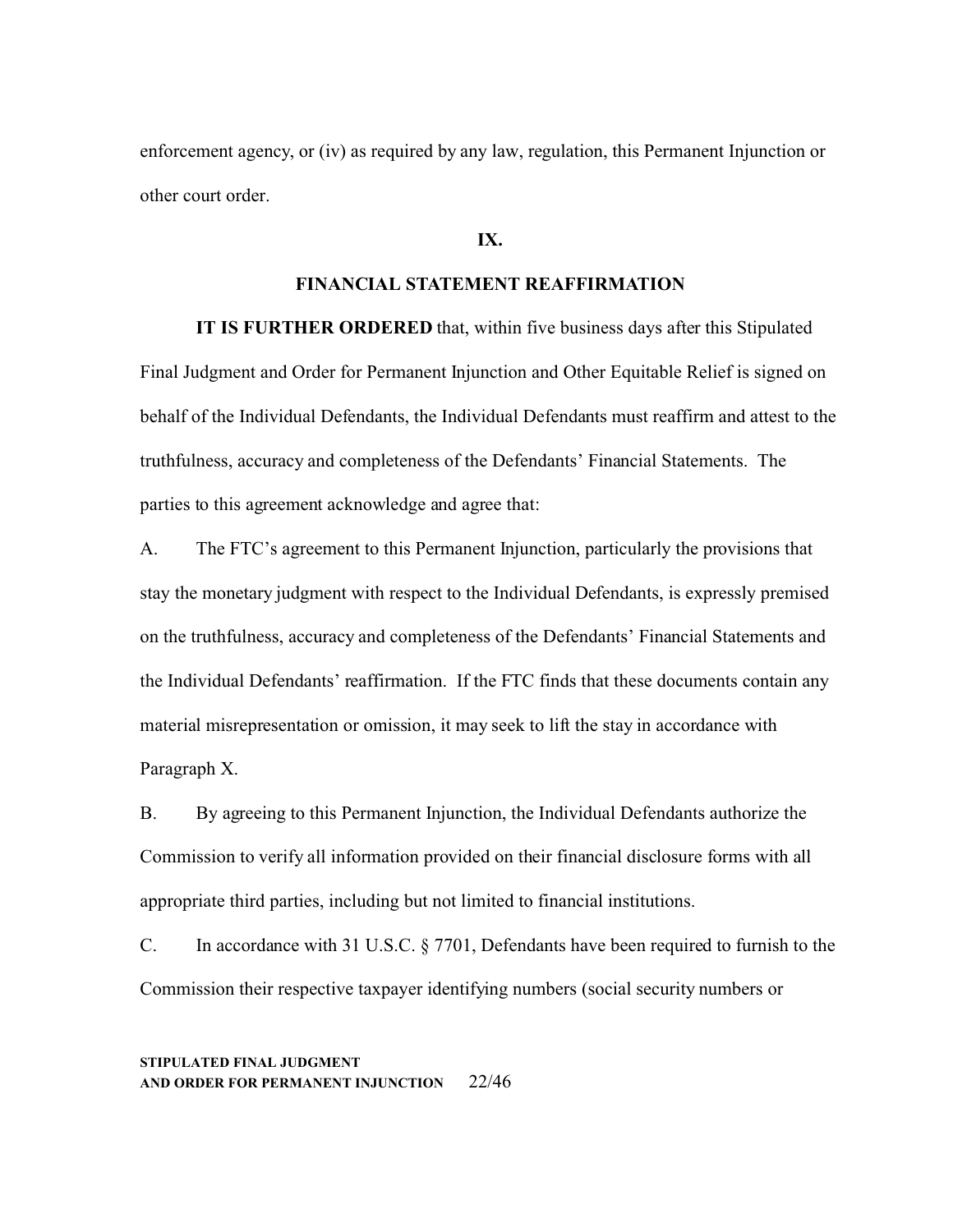enforcement agency, or (iv) as required by any law, regulation, this Permanent Injunction or other court order.

## IX.

## FINANCIAL STATEMENT REAFFIRMATION

**IT IS FURTHER ORDERED** that, within five business days after this Stipulated Final Judgment and Order for Permanent Injunction and Other Equitable Relief is signed on behalf of the Individual Defendants, the Individual Defendants must reaffirm and attest to the truthfulness, accuracy and completeness of the Defendants' Financial Statements. The parties to this agreement acknowledge and agree that:

A. The FTC's agreement to this Permanent Injunction, particularly the provisions that stay the monetary judgment with respect to the Individual Defendants, is expressly premised on the truthfulness, accuracy and completeness of the Defendants' Financial Statements and the Individual Defendants' reaffirmation. If the FTC finds that these documents contain any material misrepresentation or omission, it may seek to lift the stay in accordance with Paragraph X.

B. By agreeing to this Permanent Injunction, the Individual Defendants authorize the Commission to verify all information provided on their financial disclosure forms with all appropriate third parties, including but not limited to financial institutions.

C. In accordance with 31 U.S.C. § 7701, Defendants have been required to furnish to the Commission their respective taxpayer identifying numbers (social security numbers or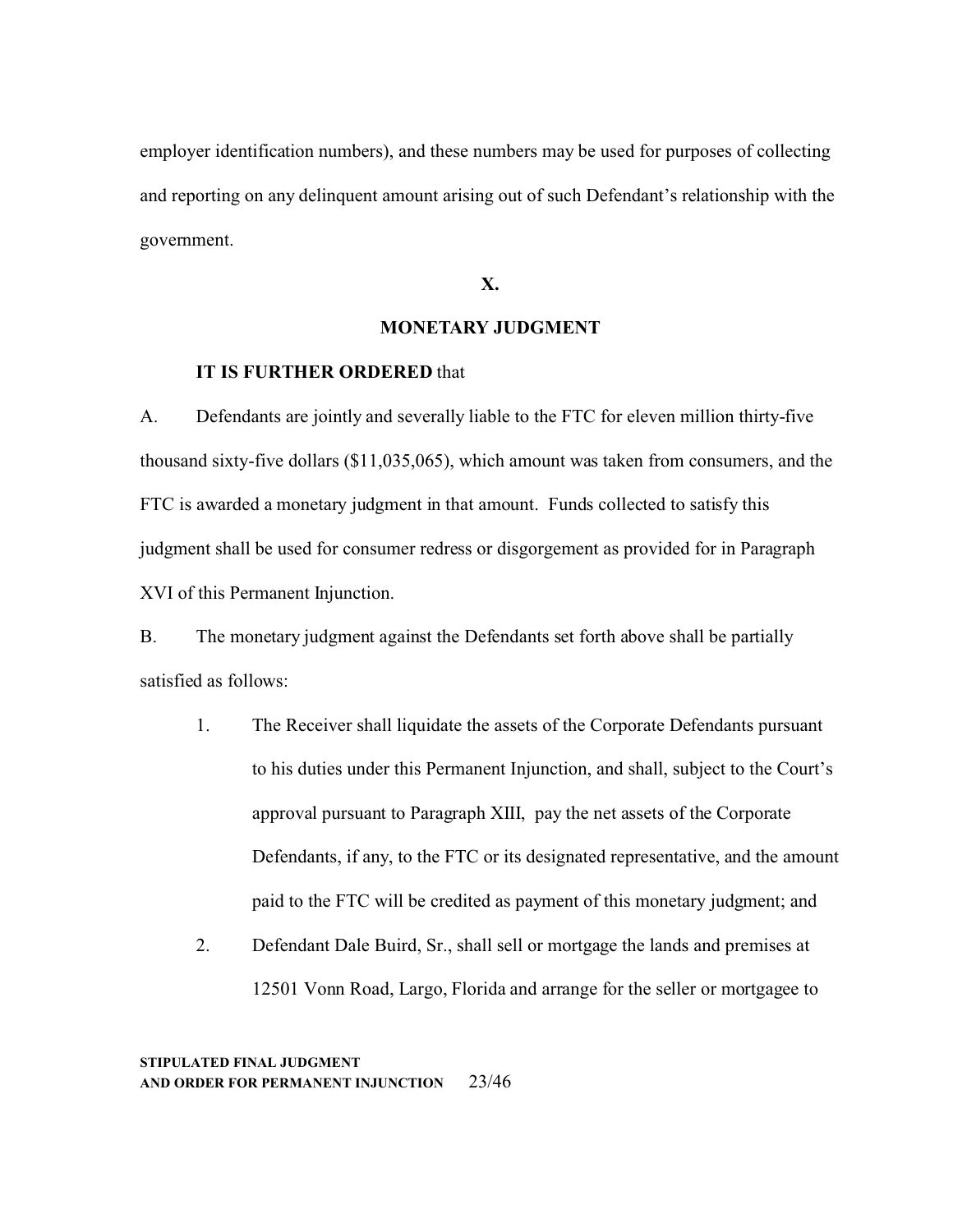employer identification numbers), and these numbers may be used for purposes of collecting and reporting on any delinquent amount arising out of such Defendant's relationship with the government.

## X.

## MONETARY JUDGMENT

**IT IS FURTHER ORDERED** that

A. Defendants are jointly and severally liable to the FTC for eleven million thirty-five thousand sixty-five dollars ($11,035,065), which amount was taken from consumers, and the FTC is awarded a monetary judgment in that amount. Funds collected to satisfy this judgment shall be used for consumer redress or disgorgement as provided for in Paragraph XVI of this Permanent Injunction.

B. The monetary judgment against the Defendants set forth above shall be partially satisfied as follows:

1. The Receiver shall liquidate the assets of the Corporate Defendants pursuant to his duties under this Permanent Injunction, and shall, subject to the Court's approval pursuant to Paragraph XIII, pay the net assets of the Corporate Defendants, if any, to the FTC or its designated representative, and the amount paid to the FTC will be credited as payment of this monetary judgment; and

2. Defendant Dale Buird, Sr., shall sell or mortgage the lands and premises at 12501 Vonn Road, Largo, Florida and arrange for the seller or mortgagee to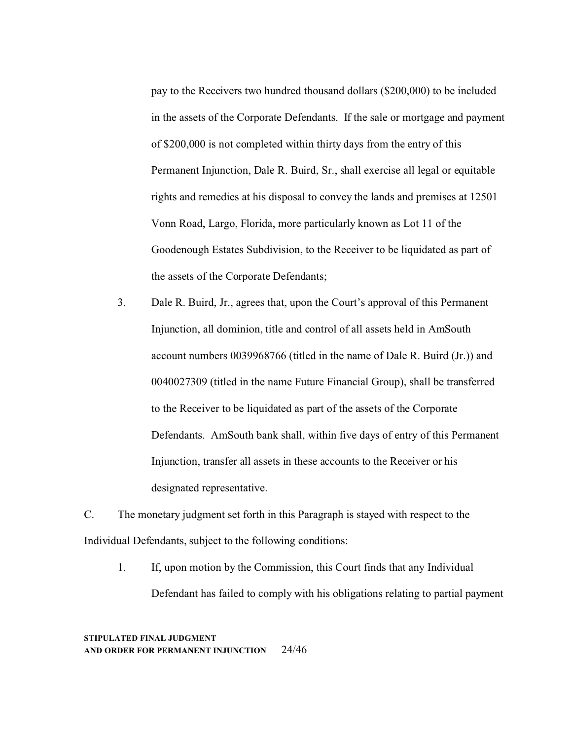pay to the Receivers two hundred thousand dollars ($200,000) to be included in the assets of the Corporate Defendants. If the sale or mortgage and payment of $200,000 is not completed within thirty days from the entry of this Permanent Injunction, Dale R. Buird, Sr., shall exercise all legal or equitable rights and remedies at his disposal to convey the lands and premises at 12501 Vonn Road, Largo, Florida, more particularly known as Lot 11 of the Goodenough Estates Subdivision, to the Receiver to be liquidated as part of the assets of the Corporate Defendants;

3. Dale R. Buird, Jr., agrees that, upon the Court's approval of this Permanent Injunction, all dominion, title and control of all assets held in AmSouth account numbers 0039968766 (titled in the name of Dale R. Buird (Jr.)) and 0040027309 (titled in the name Future Financial Group), shall be transferred to the Receiver to be liquidated as part of the assets of the Corporate Defendants. AmSouth bank shall, within five days of entry of this Permanent Injunction, transfer all assets in these accounts to the Receiver or his designated representative.

C. The monetary judgment set forth in this Paragraph is stayed with respect to the Individual Defendants, subject to the following conditions:

1. If, upon motion by the Commission, this Court finds that any Individual Defendant has failed to comply with his obligations relating to partial payment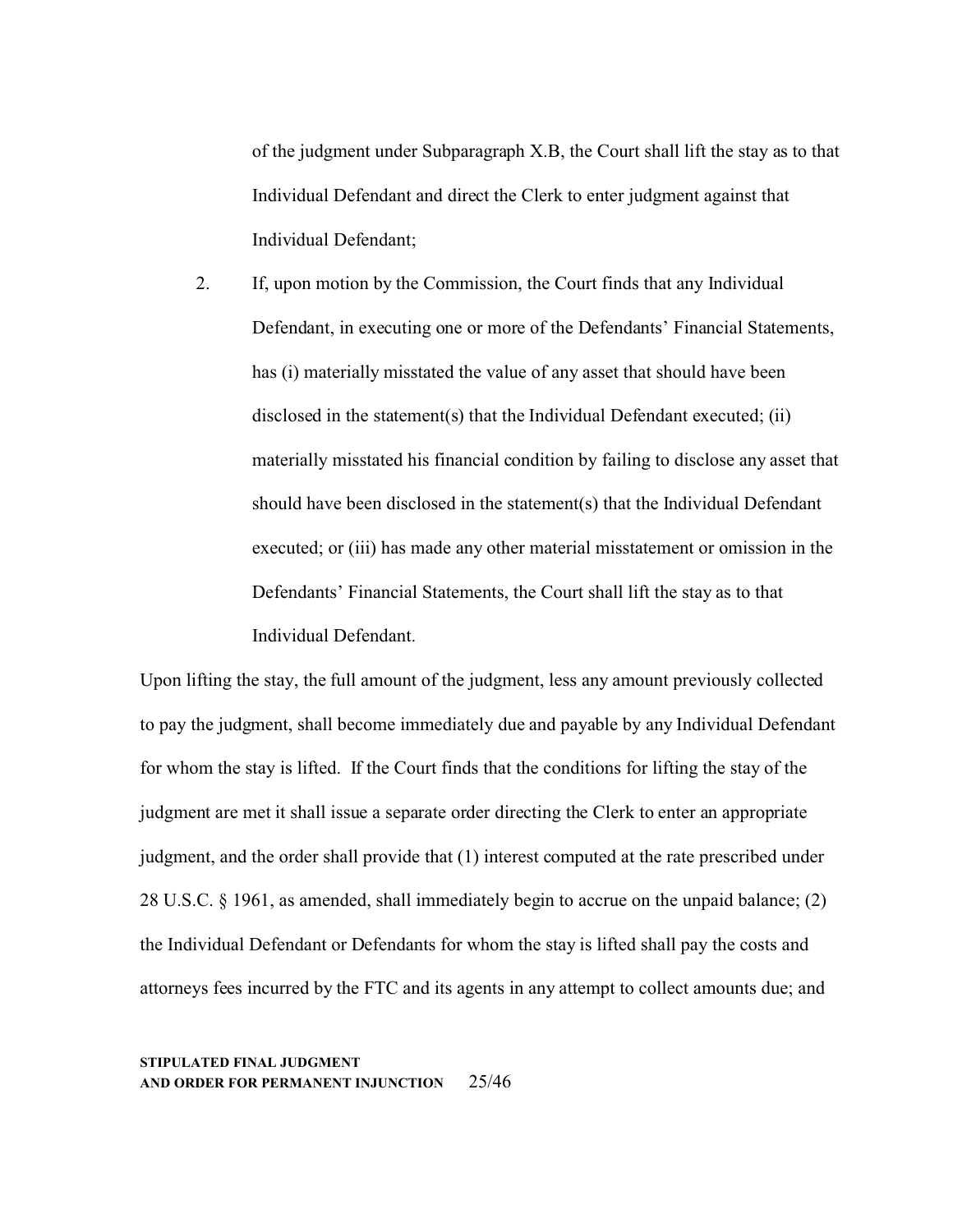of the judgment under Subparagraph X.B, the Court shall lift the stay as to that Individual Defendant and direct the Clerk to enter judgment against that Individual Defendant;

2. If, upon motion by the Commission, the Court finds that any Individual Defendant, in executing one or more of the Defendants' Financial Statements, has (i) materially misstated the value of any asset that should have been disclosed in the statement(s) that the Individual Defendant executed; (ii) materially misstated his financial condition by failing to disclose any asset that should have been disclosed in the statement(s) that the Individual Defendant executed; or (iii) has made any other material misstatement or omission in the Defendants' Financial Statements, the Court shall lift the stay as to that Individual Defendant.

Upon lifting the stay, the full amount of the judgment, less any amount previously collected to pay the judgment, shall become immediately due and payable by any Individual Defendant for whom the stay is lifted. If the Court finds that the conditions for lifting the stay of the judgment are met it shall issue a separate order directing the Clerk to enter an appropriate judgment, and the order shall provide that (1) interest computed at the rate prescribed under 28 U.S.C. § 1961, as amended, shall immediately begin to accrue on the unpaid balance; (2) the Individual Defendant or Defendants for whom the stay is lifted shall pay the costs and attorneys fees incurred by the FTC and its agents in any attempt to collect amounts due; and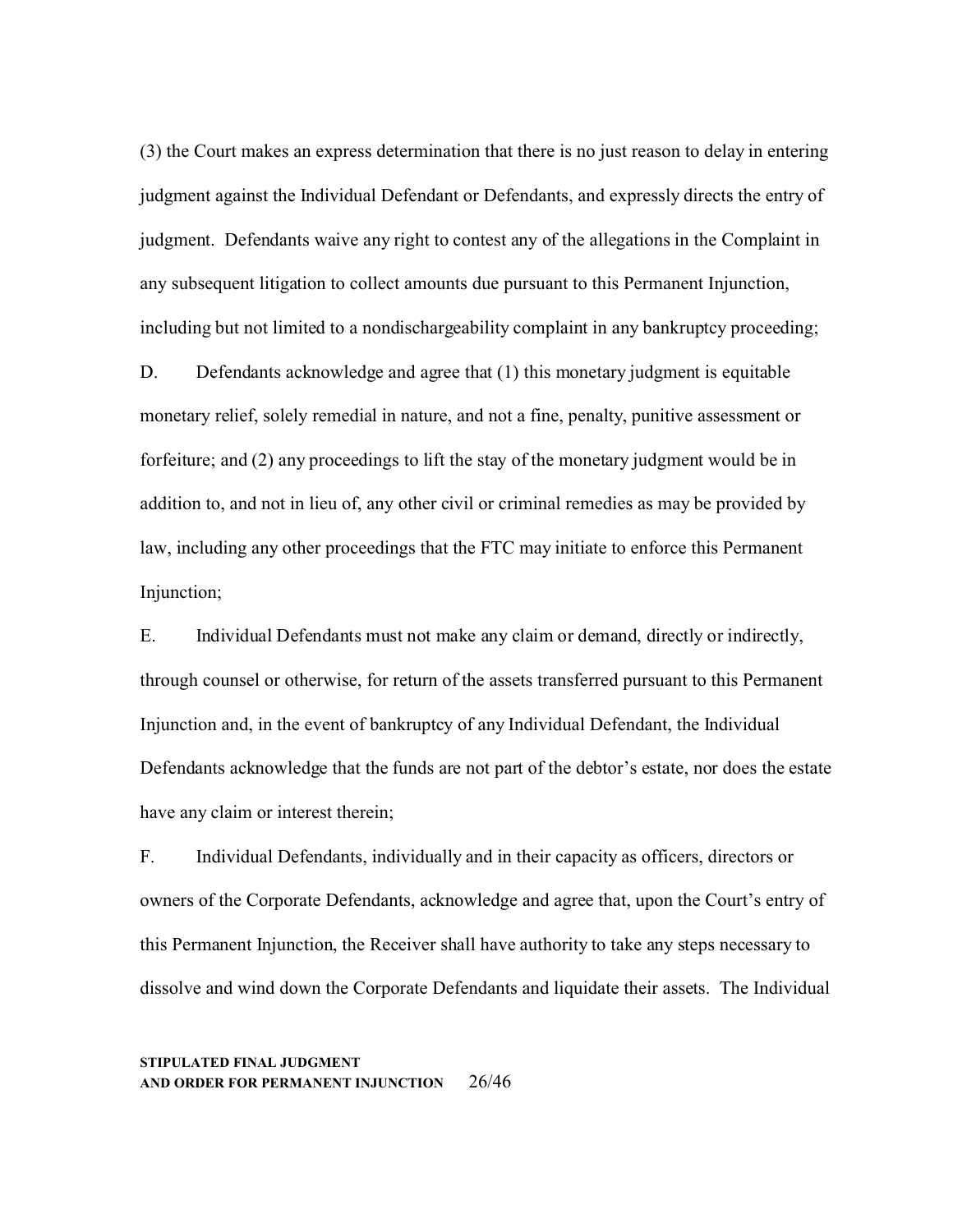(3) the Court makes an express determination that there is no just reason to delay in entering judgment against the Individual Defendant or Defendants, and expressly directs the entry of judgment. Defendants waive any right to contest any of the allegations in the Complaint in any subsequent litigation to collect amounts due pursuant to this Permanent Injunction, including but not limited to a nondischargeability complaint in any bankruptcy proceeding;

D. Defendants acknowledge and agree that (1) this monetary judgment is equitable monetary relief, solely remedial in nature, and not a fine, penalty, punitive assessment or forfeiture; and (2) any proceedings to lift the stay of the monetary judgment would be in addition to, and not in lieu of, any other civil or criminal remedies as may be provided by law, including any other proceedings that the FTC may initiate to enforce this Permanent Injunction;

E. Individual Defendants must not make any claim or demand, directly or indirectly, through counsel or otherwise, for return of the assets transferred pursuant to this Permanent Injunction and, in the event of bankruptcy of any Individual Defendant, the Individual Defendants acknowledge that the funds are not part of the debtor's estate, nor does the estate have any claim or interest therein;

F. Individual Defendants, individually and in their capacity as officers, directors or owners of the Corporate Defendants, acknowledge and agree that, upon the Court's entry of this Permanent Injunction, the Receiver shall have authority to take any steps necessary to dissolve and wind down the Corporate Defendants and liquidate their assets. The Individual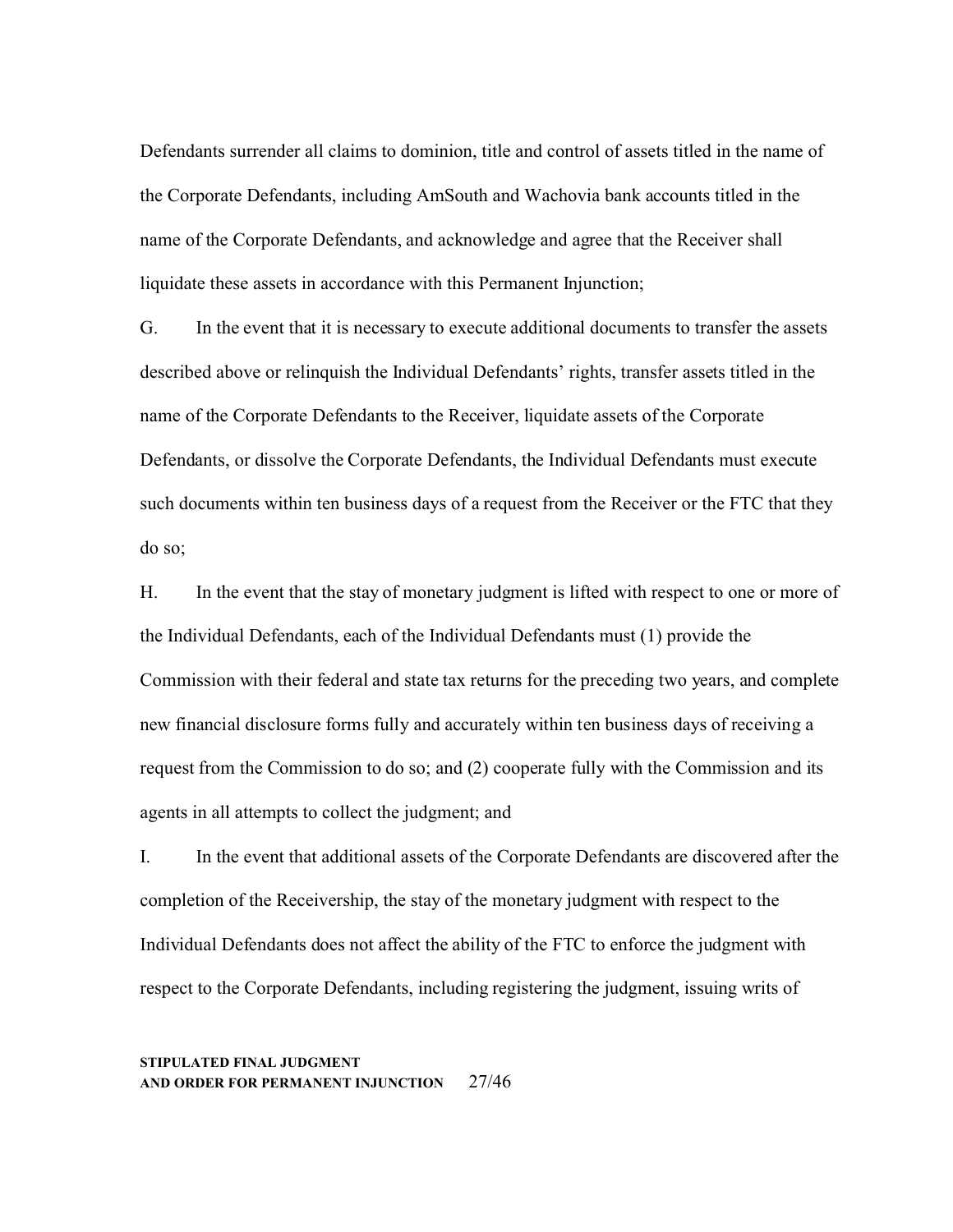Defendants surrender all claims to dominion, title and control of assets titled in the name of the Corporate Defendants, including AmSouth and Wachovia bank accounts titled in the name of the Corporate Defendants, and acknowledge and agree that the Receiver shall liquidate these assets in accordance with this Permanent Injunction;

G. In the event that it is necessary to execute additional documents to transfer the assets described above or relinquish the Individual Defendants' rights, transfer assets titled in the name of the Corporate Defendants to the Receiver, liquidate assets of the Corporate Defendants, or dissolve the Corporate Defendants, the Individual Defendants must execute such documents within ten business days of a request from the Receiver or the FTC that they do so;

H. In the event that the stay of monetary judgment is lifted with respect to one or more of the Individual Defendants, each of the Individual Defendants must (1) provide the Commission with their federal and state tax returns for the preceding two years, and complete new financial disclosure forms fully and accurately within ten business days of receiving a request from the Commission to do so; and (2) cooperate fully with the Commission and its agents in all attempts to collect the judgment; and

I. In the event that additional assets of the Corporate Defendants are discovered after the completion of the Receivership, the stay of the monetary judgment with respect to the Individual Defendants does not affect the ability of the FTC to enforce the judgment with respect to the Corporate Defendants, including registering the judgment, issuing writs of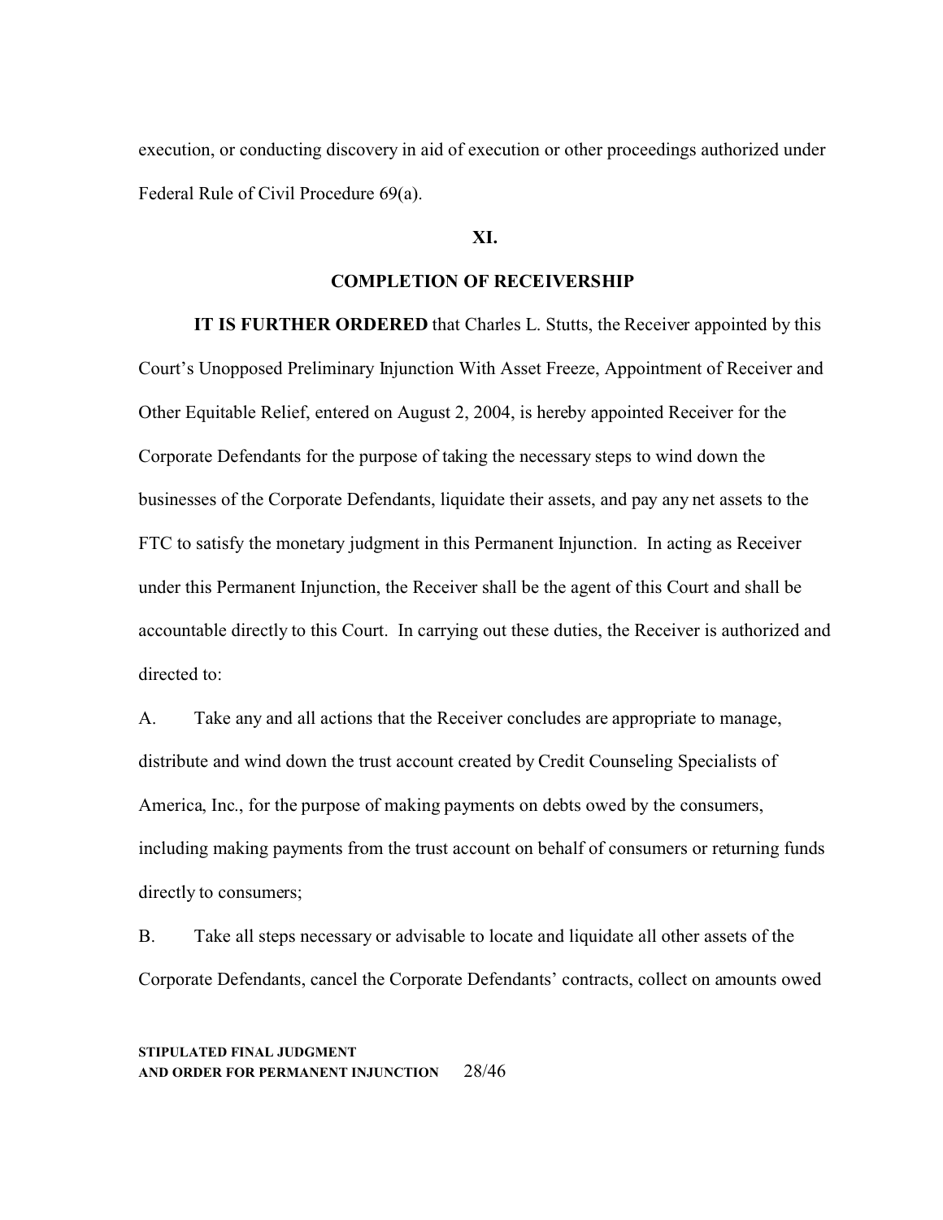execution, or conducting discovery in aid of execution or other proceedings authorized under Federal Rule of Civil Procedure 69(a).

## XI.

## COMPLETION OF RECEIVERSHIP

**IT IS FURTHER ORDERED** that Charles L. Stutts, the Receiver appointed by this Court's Unopposed Preliminary Injunction With Asset Freeze, Appointment of Receiver and Other Equitable Relief, entered on August 2, 2004, is hereby appointed Receiver for the Corporate Defendants for the purpose of taking the necessary steps to wind down the businesses of the Corporate Defendants, liquidate their assets, and pay any net assets to the FTC to satisfy the monetary judgment in this Permanent Injunction. In acting as Receiver under this Permanent Injunction, the Receiver shall be the agent of this Court and shall be accountable directly to this Court. In carrying out these duties, the Receiver is authorized and directed to:

A. Take any and all actions that the Receiver concludes are appropriate to manage, distribute and wind down the trust account created by Credit Counseling Specialists of America, Inc., for the purpose of making payments on debts owed by the consumers, including making payments from the trust account on behalf of consumers or returning funds directly to consumers;

B. Take all steps necessary or advisable to locate and liquidate all other assets of the Corporate Defendants, cancel the Corporate Defendants' contracts, collect on amounts owed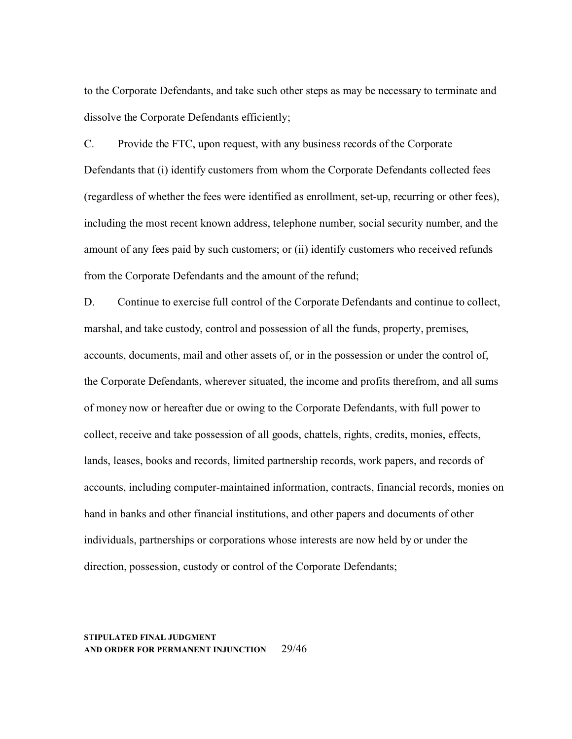to the Corporate Defendants, and take such other steps as may be necessary to terminate and dissolve the Corporate Defendants efficiently;

C. Provide the FTC, upon request, with any business records of the Corporate Defendants that (i) identify customers from whom the Corporate Defendants collected fees (regardless of whether the fees were identified as enrollment, set-up, recurring or other fees), including the most recent known address, telephone number, social security number, and the amount of any fees paid by such customers; or (ii) identify customers who received refunds from the Corporate Defendants and the amount of the refund;

D. Continue to exercise full control of the Corporate Defendants and continue to collect, marshal, and take custody, control and possession of all the funds, property, premises, accounts, documents, mail and other assets of, or in the possession or under the control of, the Corporate Defendants, wherever situated, the income and profits therefrom, and all sums of money now or hereafter due or owing to the Corporate Defendants, with full power to collect, receive and take possession of all goods, chattels, rights, credits, monies, effects, lands, leases, books and records, limited partnership records, work papers, and records of accounts, including computer-maintained information, contracts, financial records, monies on hand in banks and other financial institutions, and other papers and documents of other individuals, partnerships or corporations whose interests are now held by or under the direction, possession, custody or control of the Corporate Defendants;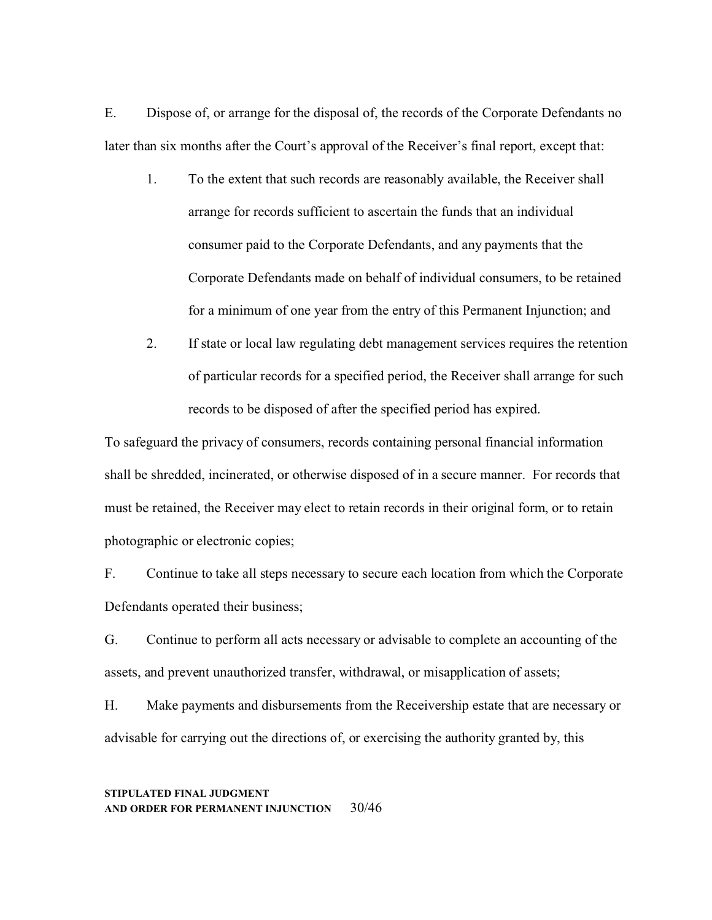E. Dispose of, or arrange for the disposal of, the records of the Corporate Defendants no later than six months after the Court's approval of the Receiver's final report, except that:

1. To the extent that such records are reasonably available, the Receiver shall arrange for records sufficient to ascertain the funds that an individual consumer paid to the Corporate Defendants, and any payments that the Corporate Defendants made on behalf of individual consumers, to be retained for a minimum of one year from the entry of this Permanent Injunction; and

2. If state or local law regulating debt management services requires the retention of particular records for a specified period, the Receiver shall arrange for such records to be disposed of after the specified period has expired.

To safeguard the privacy of consumers, records containing personal financial information shall be shredded, incinerated, or otherwise disposed of in a secure manner. For records that must be retained, the Receiver may elect to retain records in their original form, or to retain photographic or electronic copies;

F. Continue to take all steps necessary to secure each location from which the Corporate Defendants operated their business;

G. Continue to perform all acts necessary or advisable to complete an accounting of the assets, and prevent unauthorized transfer, withdrawal, or misapplication of assets;

H. Make payments and disbursements from the Receivership estate that are necessary or advisable for carrying out the directions of, or exercising the authority granted by, this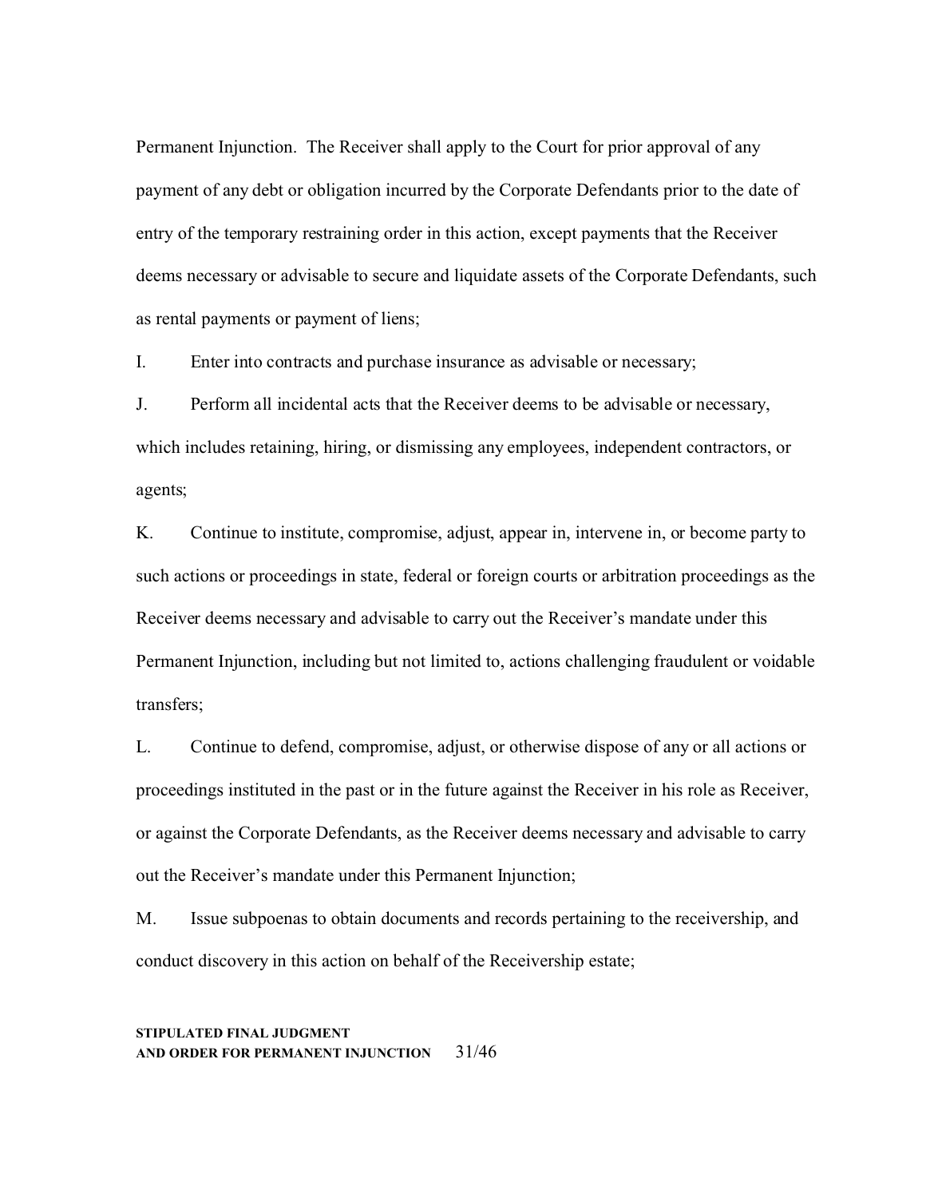Permanent Injunction. The Receiver shall apply to the Court for prior approval of any payment of any debt or obligation incurred by the Corporate Defendants prior to the date of entry of the temporary restraining order in this action, except payments that the Receiver deems necessary or advisable to secure and liquidate assets of the Corporate Defendants, such as rental payments or payment of liens;

I. Enter into contracts and purchase insurance as advisable or necessary;

J. Perform all incidental acts that the Receiver deems to be advisable or necessary, which includes retaining, hiring, or dismissing any employees, independent contractors, or agents;

K. Continue to institute, compromise, adjust, appear in, intervene in, or become party to such actions or proceedings in state, federal or foreign courts or arbitration proceedings as the Receiver deems necessary and advisable to carry out the Receiver's mandate under this Permanent Injunction, including but not limited to, actions challenging fraudulent or voidable transfers;

L. Continue to defend, compromise, adjust, or otherwise dispose of any or all actions or proceedings instituted in the past or in the future against the Receiver in his role as Receiver, or against the Corporate Defendants, as the Receiver deems necessary and advisable to carry out the Receiver's mandate under this Permanent Injunction;

M. Issue subpoenas to obtain documents and records pertaining to the receivership, and conduct discovery in this action on behalf of the Receivership estate;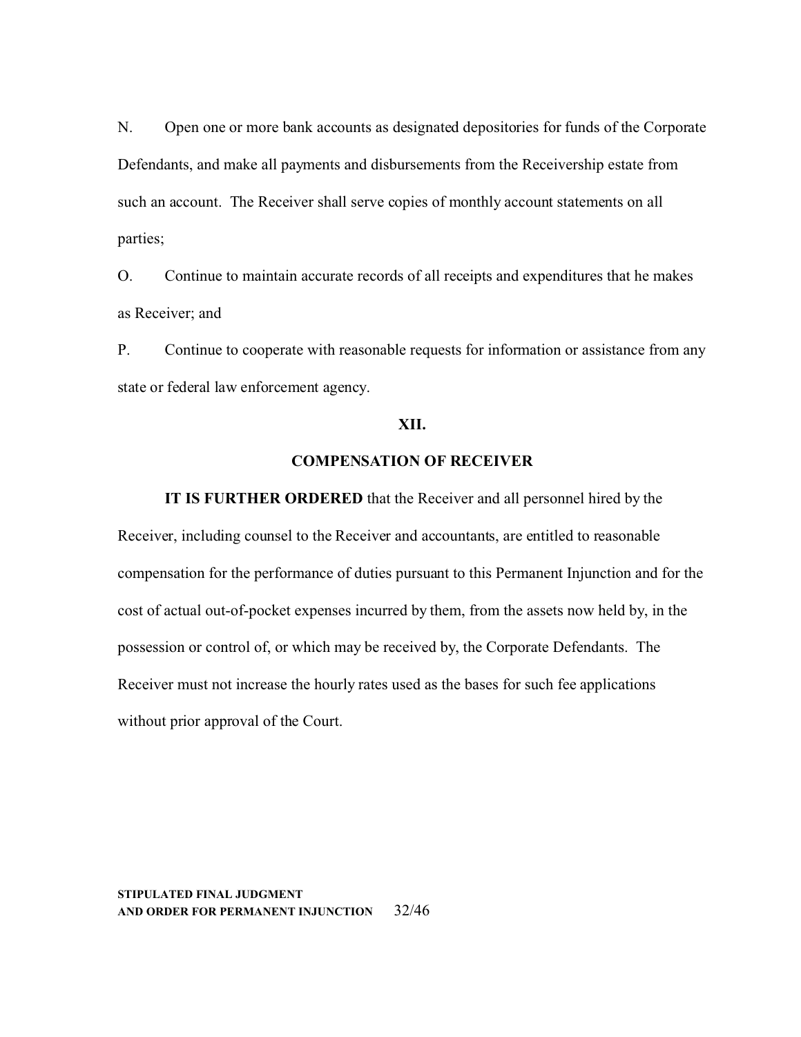N. Open one or more bank accounts as designated depositories for funds of the Corporate Defendants, and make all payments and disbursements from the Receivership estate from such an account. The Receiver shall serve copies of monthly account statements on all parties;

O. Continue to maintain accurate records of all receipts and expenditures that he makes as Receiver; and

P. Continue to cooperate with reasonable requests for information or assistance from any state or federal law enforcement agency.

## XII.

## COMPENSATION OF RECEIVER

**IT IS FURTHER ORDERED** that the Receiver and all personnel hired by the Receiver, including counsel to the Receiver and accountants, are entitled to reasonable compensation for the performance of duties pursuant to this Permanent Injunction and for the cost of actual out-of-pocket expenses incurred by them, from the assets now held by, in the possession or control of, or which may be received by, the Corporate Defendants. The Receiver must not increase the hourly rates used as the bases for such fee applications without prior approval of the Court.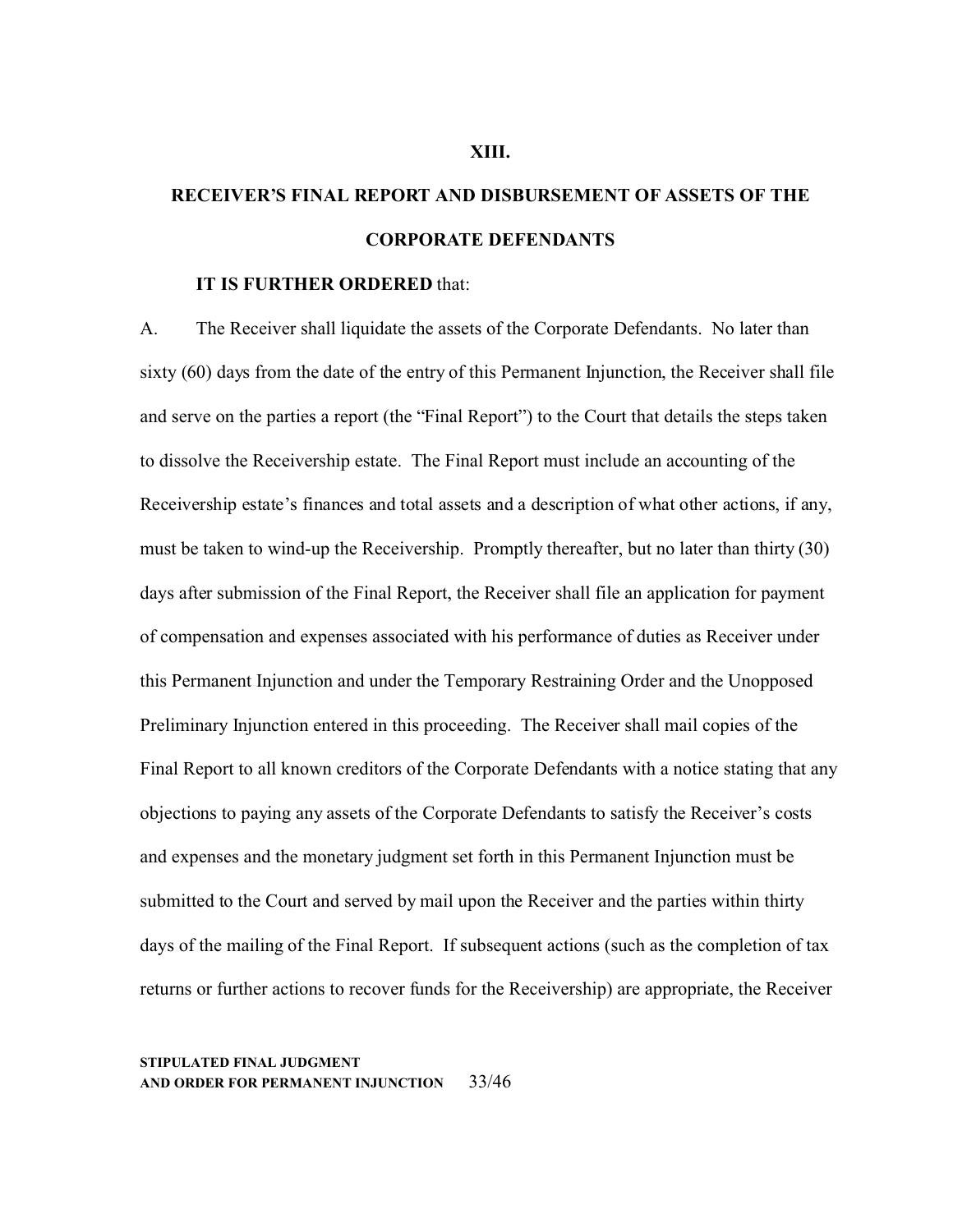## XIII.

## RECEIVER'S FINAL REPORT AND DISBURSEMENT OF ASSETS OF THE CORPORATE DEFENDANTS

**IT IS FURTHER ORDERED** that:

A. The Receiver shall liquidate the assets of the Corporate Defendants. No later than sixty (60) days from the date of the entry of this Permanent Injunction, the Receiver shall file and serve on the parties a report (the "Final Report") to the Court that details the steps taken to dissolve the Receivership estate. The Final Report must include an accounting of the Receivership estate's finances and total assets and a description of what other actions, if any, must be taken to wind-up the Receivership. Promptly thereafter, but no later than thirty (30) days after submission of the Final Report, the Receiver shall file an application for payment of compensation and expenses associated with his performance of duties as Receiver under this Permanent Injunction and under the Temporary Restraining Order and the Unopposed Preliminary Injunction entered in this proceeding. The Receiver shall mail copies of the Final Report to all known creditors of the Corporate Defendants with a notice stating that any objections to paying any assets of the Corporate Defendants to satisfy the Receiver's costs and expenses and the monetary judgment set forth in this Permanent Injunction must be submitted to the Court and served by mail upon the Receiver and the parties within thirty days of the mailing of the Final Report. If subsequent actions (such as the completion of tax returns or further actions to recover funds for the Receivership) are appropriate, the Receiver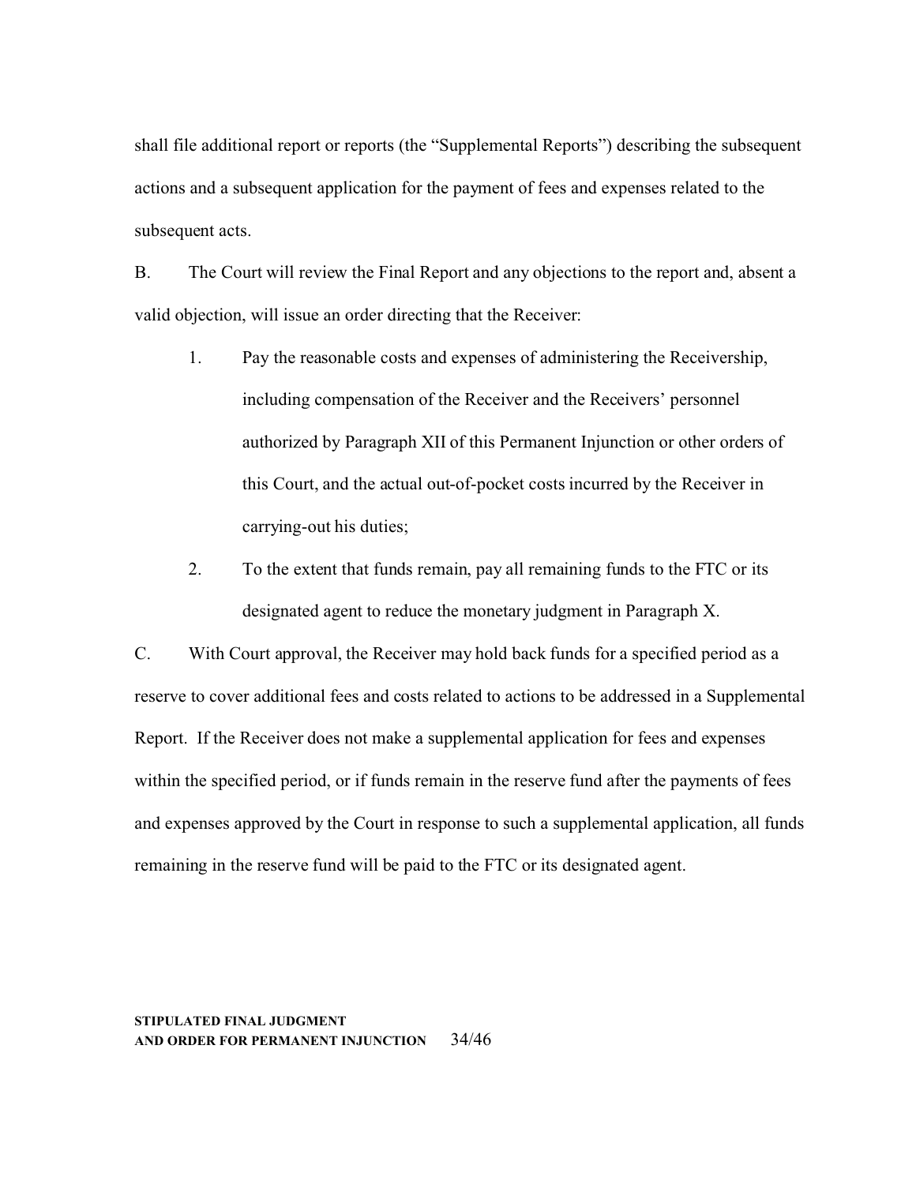shall file additional report or reports (the "Supplemental Reports") describing the subsequent actions and a subsequent application for the payment of fees and expenses related to the subsequent acts.

B. The Court will review the Final Report and any objections to the report and, absent a valid objection, will issue an order directing that the Receiver:

1. Pay the reasonable costs and expenses of administering the Receivership, including compensation of the Receiver and the Receivers' personnel authorized by Paragraph XII of this Permanent Injunction or other orders of this Court, and the actual out-of-pocket costs incurred by the Receiver in carrying-out his duties;

2. To the extent that funds remain, pay all remaining funds to the FTC or its designated agent to reduce the monetary judgment in Paragraph X.

C. With Court approval, the Receiver may hold back funds for a specified period as a reserve to cover additional fees and costs related to actions to be addressed in a Supplemental Report. If the Receiver does not make a supplemental application for fees and expenses within the specified period, or if funds remain in the reserve fund after the payments of fees and expenses approved by the Court in response to such a supplemental application, all funds remaining in the reserve fund will be paid to the FTC or its designated agent.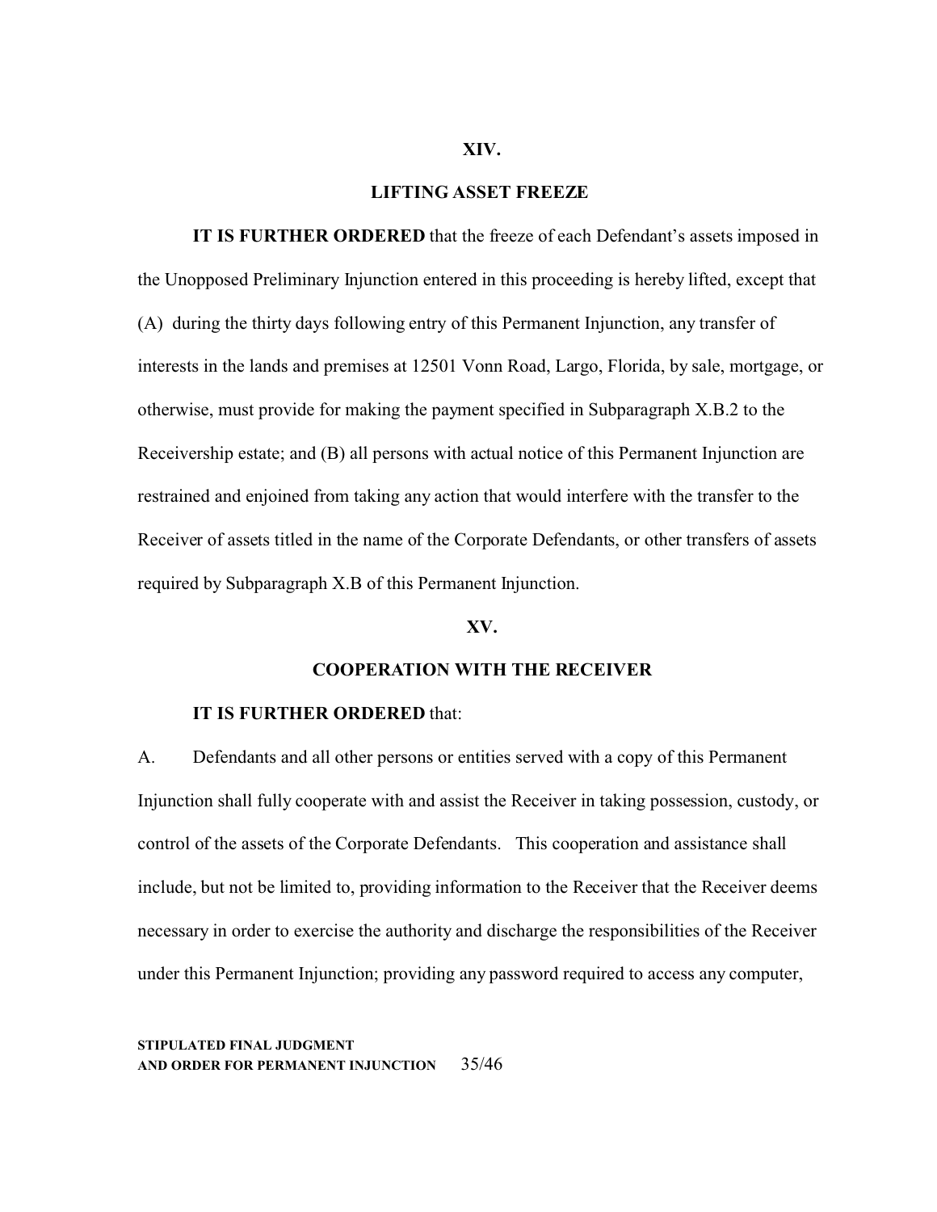## XIV.

## LIFTING ASSET FREEZE

**IT IS FURTHER ORDERED** that the freeze of each Defendant's assets imposed in the Unopposed Preliminary Injunction entered in this proceeding is hereby lifted, except that (A) during the thirty days following entry of this Permanent Injunction, any transfer of interests in the lands and premises at 12501 Vonn Road, Largo, Florida, by sale, mortgage, or otherwise, must provide for making the payment specified in Subparagraph X.B.2 to the Receivership estate; and (B) all persons with actual notice of this Permanent Injunction are restrained and enjoined from taking any action that would interfere with the transfer to the Receiver of assets titled in the name of the Corporate Defendants, or other transfers of assets required by Subparagraph X.B of this Permanent Injunction.

## XV.

## COOPERATION WITH THE RECEIVER

**IT IS FURTHER ORDERED** that:

A. Defendants and all other persons or entities served with a copy of this Permanent Injunction shall fully cooperate with and assist the Receiver in taking possession, custody, or control of the assets of the Corporate Defendants. This cooperation and assistance shall include, but not be limited to, providing information to the Receiver that the Receiver deems necessary in order to exercise the authority and discharge the responsibilities of the Receiver under this Permanent Injunction; providing any password required to access any computer,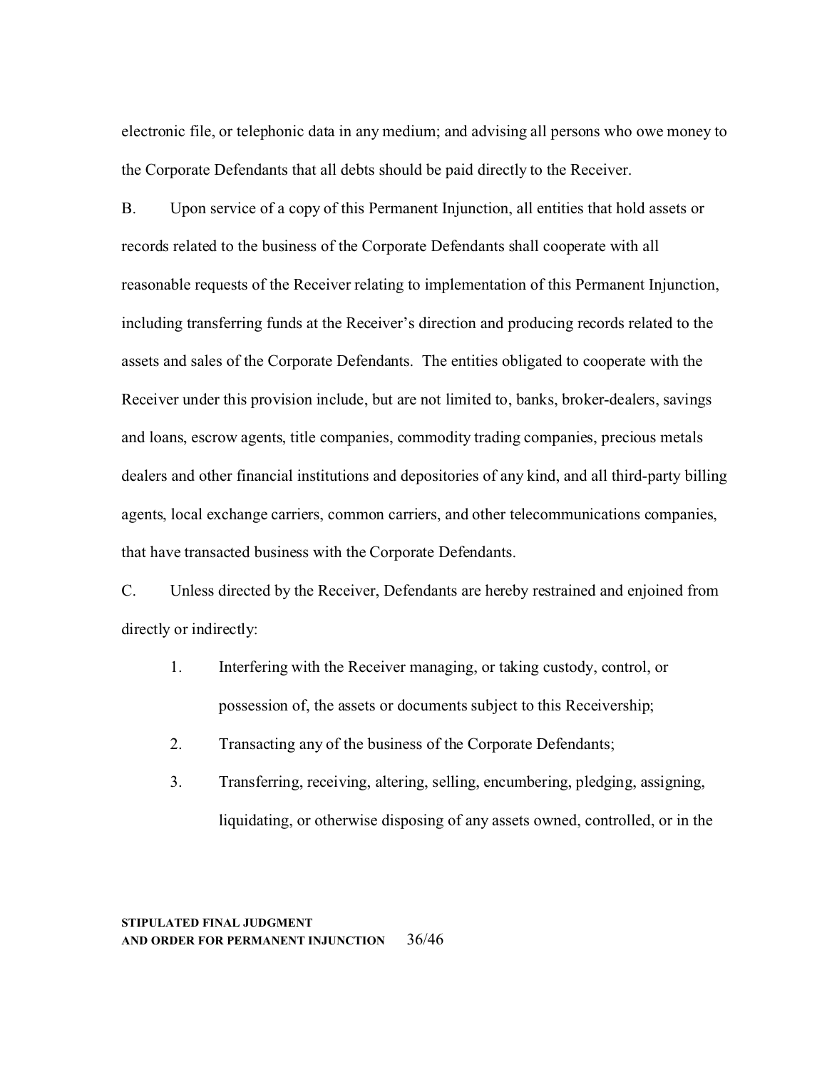electronic file, or telephonic data in any medium; and advising all persons who owe money to the Corporate Defendants that all debts should be paid directly to the Receiver.

B. Upon service of a copy of this Permanent Injunction, all entities that hold assets or records related to the business of the Corporate Defendants shall cooperate with all reasonable requests of the Receiver relating to implementation of this Permanent Injunction, including transferring funds at the Receiver's direction and producing records related to the assets and sales of the Corporate Defendants. The entities obligated to cooperate with the Receiver under this provision include, but are not limited to, banks, broker-dealers, savings and loans, escrow agents, title companies, commodity trading companies, precious metals dealers and other financial institutions and depositories of any kind, and all third-party billing agents, local exchange carriers, common carriers, and other telecommunications companies, that have transacted business with the Corporate Defendants.

C. Unless directed by the Receiver, Defendants are hereby restrained and enjoined from directly or indirectly:

1. Interfering with the Receiver managing, or taking custody, control, or possession of, the assets or documents subject to this Receivership;
2. Transacting any of the business of the Corporate Defendants;
3. Transferring, receiving, altering, selling, encumbering, pledging, assigning, liquidating, or otherwise disposing of any assets owned, controlled, or in the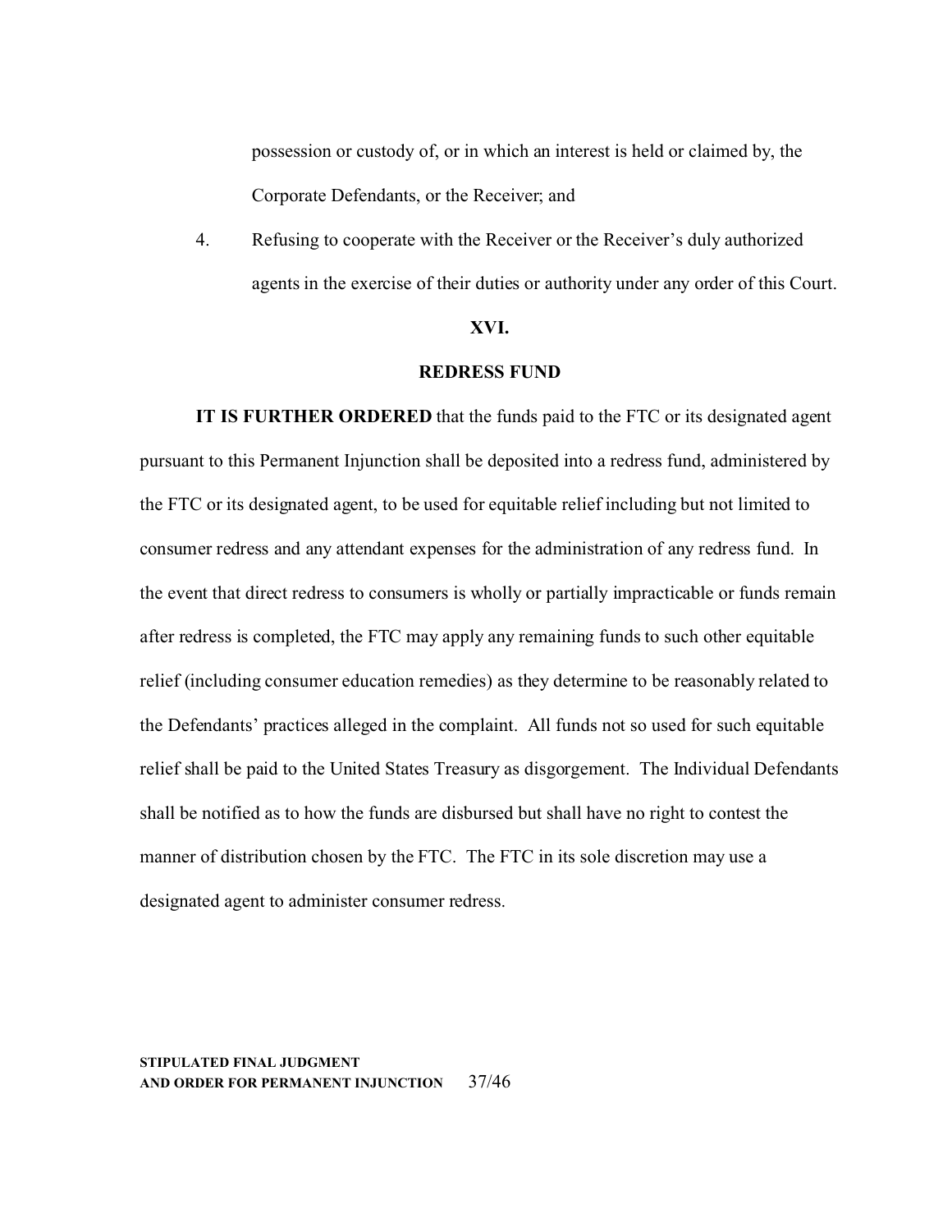possession or custody of, or in which an interest is held or claimed by, the Corporate Defendants, or the Receiver; and

4. Refusing to cooperate with the Receiver or the Receiver's duly authorized agents in the exercise of their duties or authority under any order of this Court.

## XVI.

## REDRESS FUND

**IT IS FURTHER ORDERED** that the funds paid to the FTC or its designated agent pursuant to this Permanent Injunction shall be deposited into a redress fund, administered by the FTC or its designated agent, to be used for equitable relief including but not limited to consumer redress and any attendant expenses for the administration of any redress fund. In the event that direct redress to consumers is wholly or partially impracticable or funds remain after redress is completed, the FTC may apply any remaining funds to such other equitable relief (including consumer education remedies) as they determine to be reasonably related to the Defendants' practices alleged in the complaint. All funds not so used for such equitable relief shall be paid to the United States Treasury as disgorgement. The Individual Defendants shall be notified as to how the funds are disbursed but shall have no right to contest the manner of distribution chosen by the FTC. The FTC in its sole discretion may use a designated agent to administer consumer redress.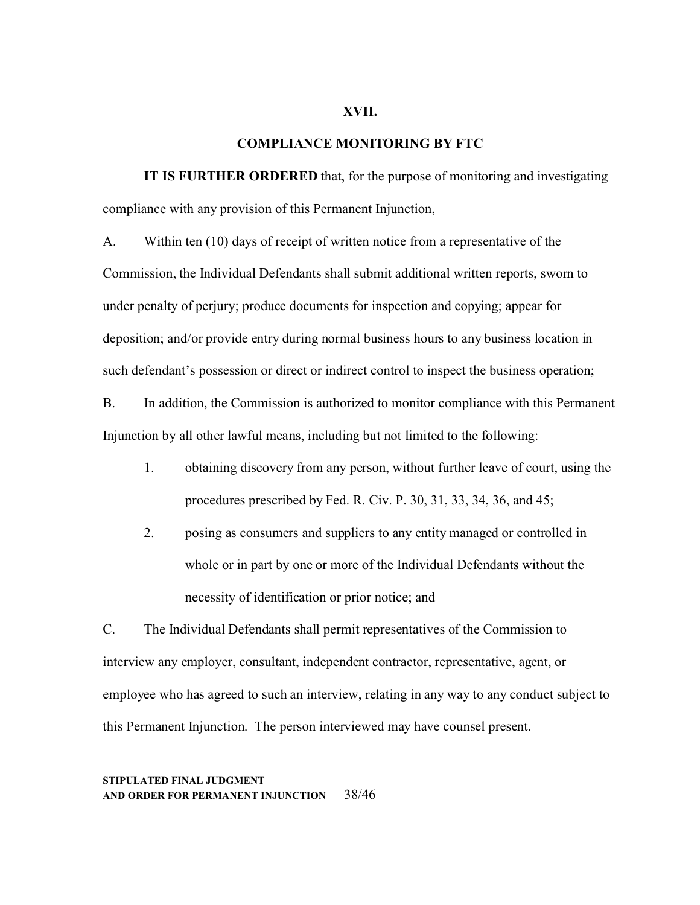## XVII.

## COMPLIANCE MONITORING BY FTC

**IT IS FURTHER ORDERED** that, for the purpose of monitoring and investigating compliance with any provision of this Permanent Injunction,

A. Within ten (10) days of receipt of written notice from a representative of the Commission, the Individual Defendants shall submit additional written reports, sworn to under penalty of perjury; produce documents for inspection and copying; appear for deposition; and/or provide entry during normal business hours to any business location in such defendant's possession or direct or indirect control to inspect the business operation;

B. In addition, the Commission is authorized to monitor compliance with this Permanent Injunction by all other lawful means, including but not limited to the following:

1. obtaining discovery from any person, without further leave of court, using the procedures prescribed by Fed. R. Civ. P. 30, 31, 33, 34, 36, and 45;

2. posing as consumers and suppliers to any entity managed or controlled in whole or in part by one or more of the Individual Defendants without the necessity of identification or prior notice; and

C. The Individual Defendants shall permit representatives of the Commission to interview any employer, consultant, independent contractor, representative, agent, or employee who has agreed to such an interview, relating in any way to any conduct subject to this Permanent Injunction. The person interviewed may have counsel present.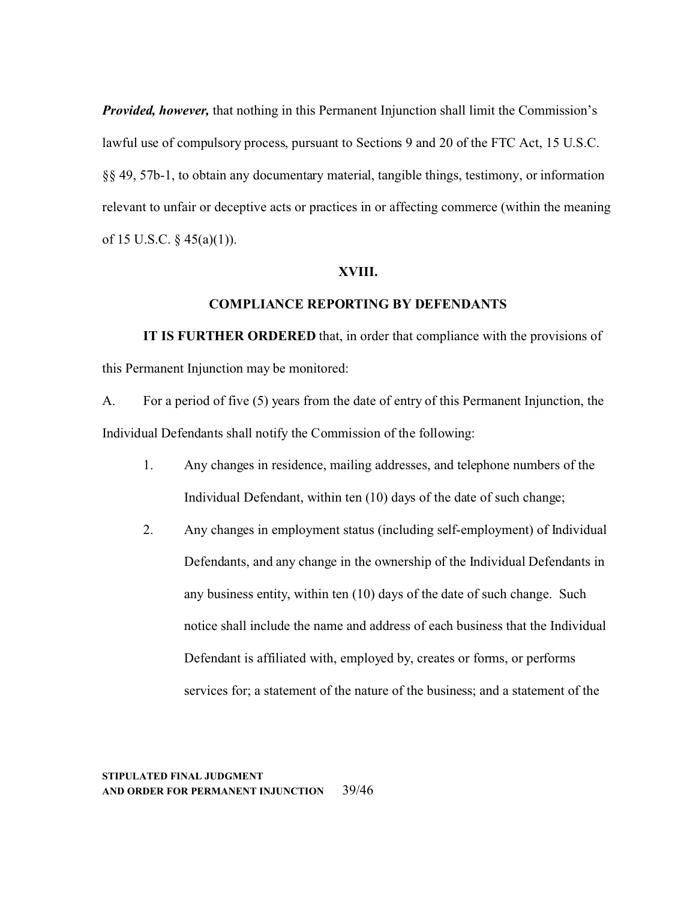***Provided, however,*** that nothing in this Permanent Injunction shall limit the Commission's lawful use of compulsory process, pursuant to Sections 9 and 20 of the FTC Act, 15 U.S.C. §§ 49, 57b-1, to obtain any documentary material, tangible things, testimony, or information relevant to unfair or deceptive acts or practices in or affecting commerce (within the meaning of 15 U.S.C. § 45(a)(1)).

## XVIII.

## COMPLIANCE REPORTING BY DEFENDANTS

**IT IS FURTHER ORDERED** that, in order that compliance with the provisions of this Permanent Injunction may be monitored:

A. For a period of five (5) years from the date of entry of this Permanent Injunction, the Individual Defendants shall notify the Commission of the following:

1. Any changes in residence, mailing addresses, and telephone numbers of the Individual Defendant, within ten (10) days of the date of such change;

2. Any changes in employment status (including self-employment) of Individual Defendants, and any change in the ownership of the Individual Defendants in any business entity, within ten (10) days of the date of such change. Such notice shall include the name and address of each business that the Individual Defendant is affiliated with, employed by, creates or forms, or performs services for; a statement of the nature of the business; and a statement of the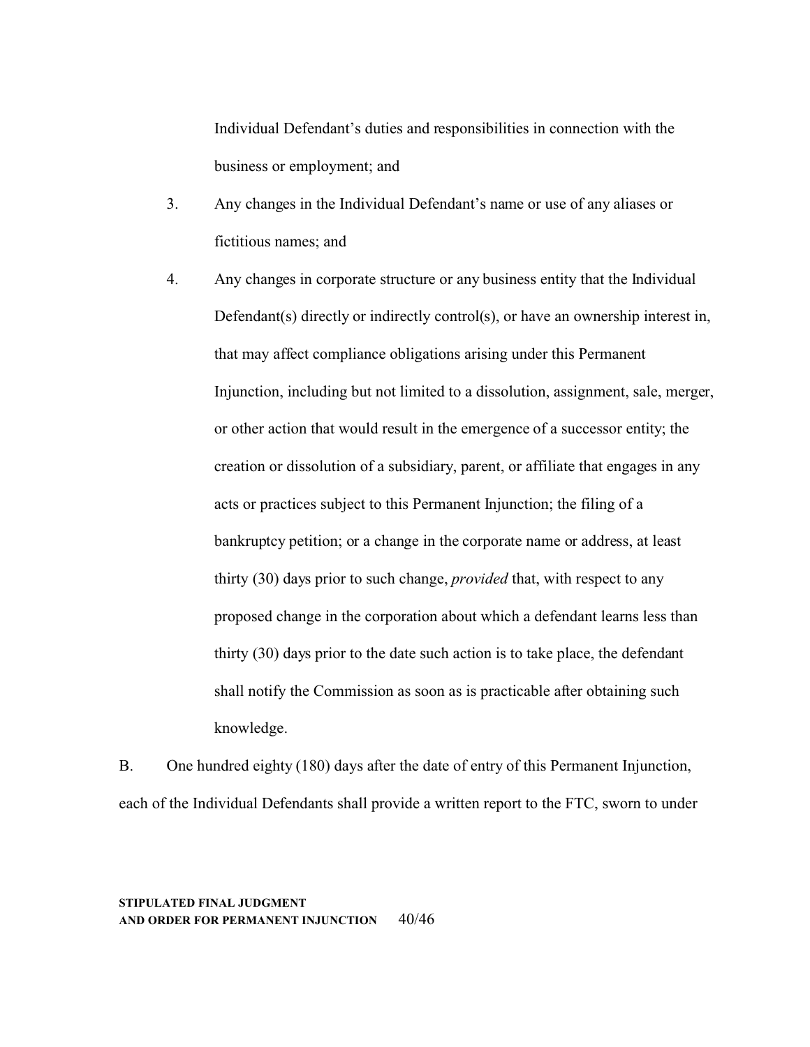Individual Defendant's duties and responsibilities in connection with the business or employment; and

3. Any changes in the Individual Defendant's name or use of any aliases or fictitious names; and

4. Any changes in corporate structure or any business entity that the Individual Defendant(s) directly or indirectly control(s), or have an ownership interest in, that may affect compliance obligations arising under this Permanent Injunction, including but not limited to a dissolution, assignment, sale, merger, or other action that would result in the emergence of a successor entity; the creation or dissolution of a subsidiary, parent, or affiliate that engages in any acts or practices subject to this Permanent Injunction; the filing of a bankruptcy petition; or a change in the corporate name or address, at least thirty (30) days prior to such change, *provided* that, with respect to any proposed change in the corporation about which a defendant learns less than thirty (30) days prior to the date such action is to take place, the defendant shall notify the Commission as soon as is practicable after obtaining such knowledge.

B. One hundred eighty (180) days after the date of entry of this Permanent Injunction, each of the Individual Defendants shall provide a written report to the FTC, sworn to under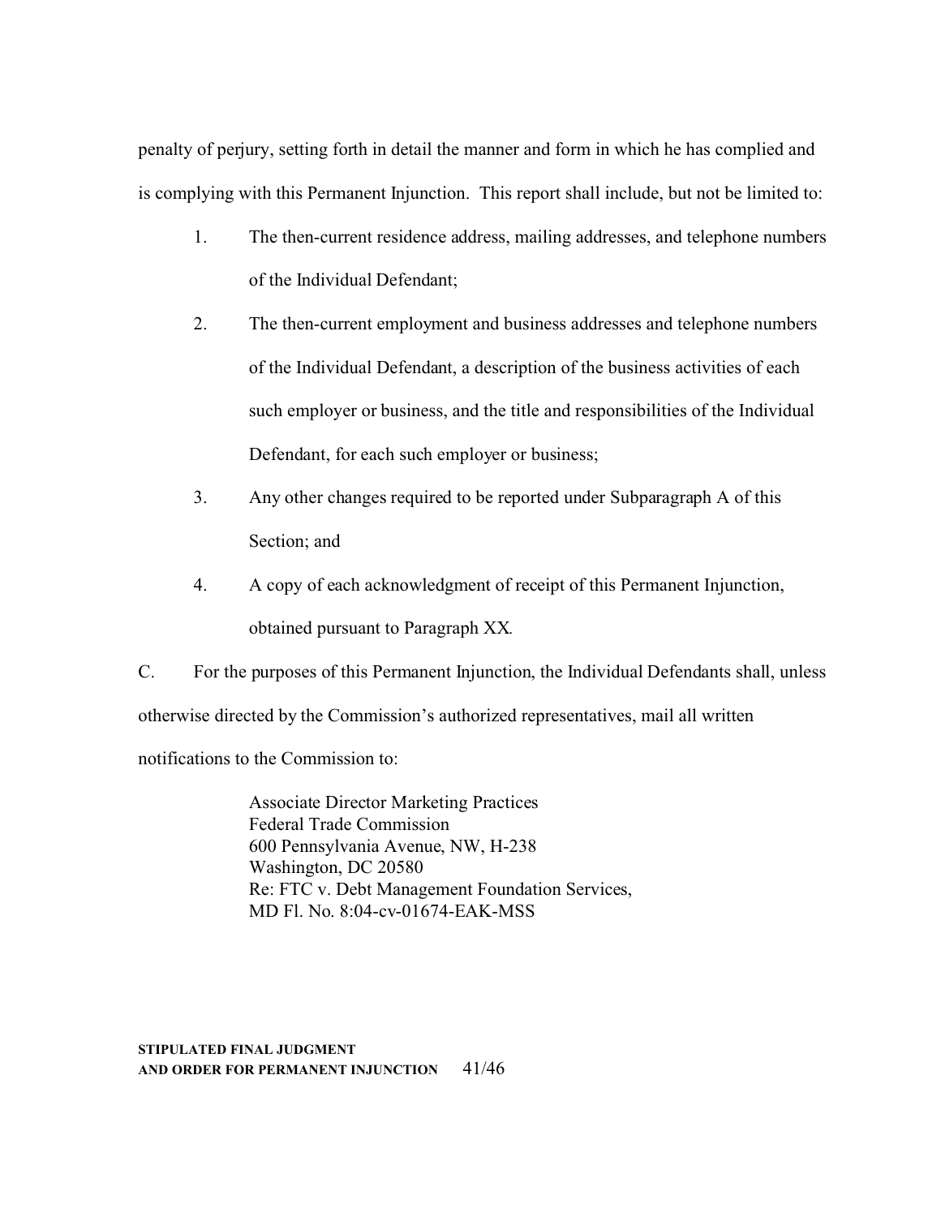penalty of perjury, setting forth in detail the manner and form in which he has complied and is complying with this Permanent Injunction. This report shall include, but not be limited to:

1. The then-current residence address, mailing addresses, and telephone numbers of the Individual Defendant;
2. The then-current employment and business addresses and telephone numbers of the Individual Defendant, a description of the business activities of each such employer or business, and the title and responsibilities of the Individual Defendant, for each such employer or business;
3. Any other changes required to be reported under Subparagraph A of this Section; and
4. A copy of each acknowledgment of receipt of this Permanent Injunction, obtained pursuant to Paragraph XX.

C. For the purposes of this Permanent Injunction, the Individual Defendants shall, unless otherwise directed by the Commission's authorized representatives, mail all written notifications to the Commission to:

> Associate Director Marketing Practices
> Federal Trade Commission
> 600 Pennsylvania Avenue, NW, H-238
> Washington, DC 20580
> Re: FTC v. Debt Management Foundation Services,
> MD Fl. No. 8:04-cv-01674-EAK-MSS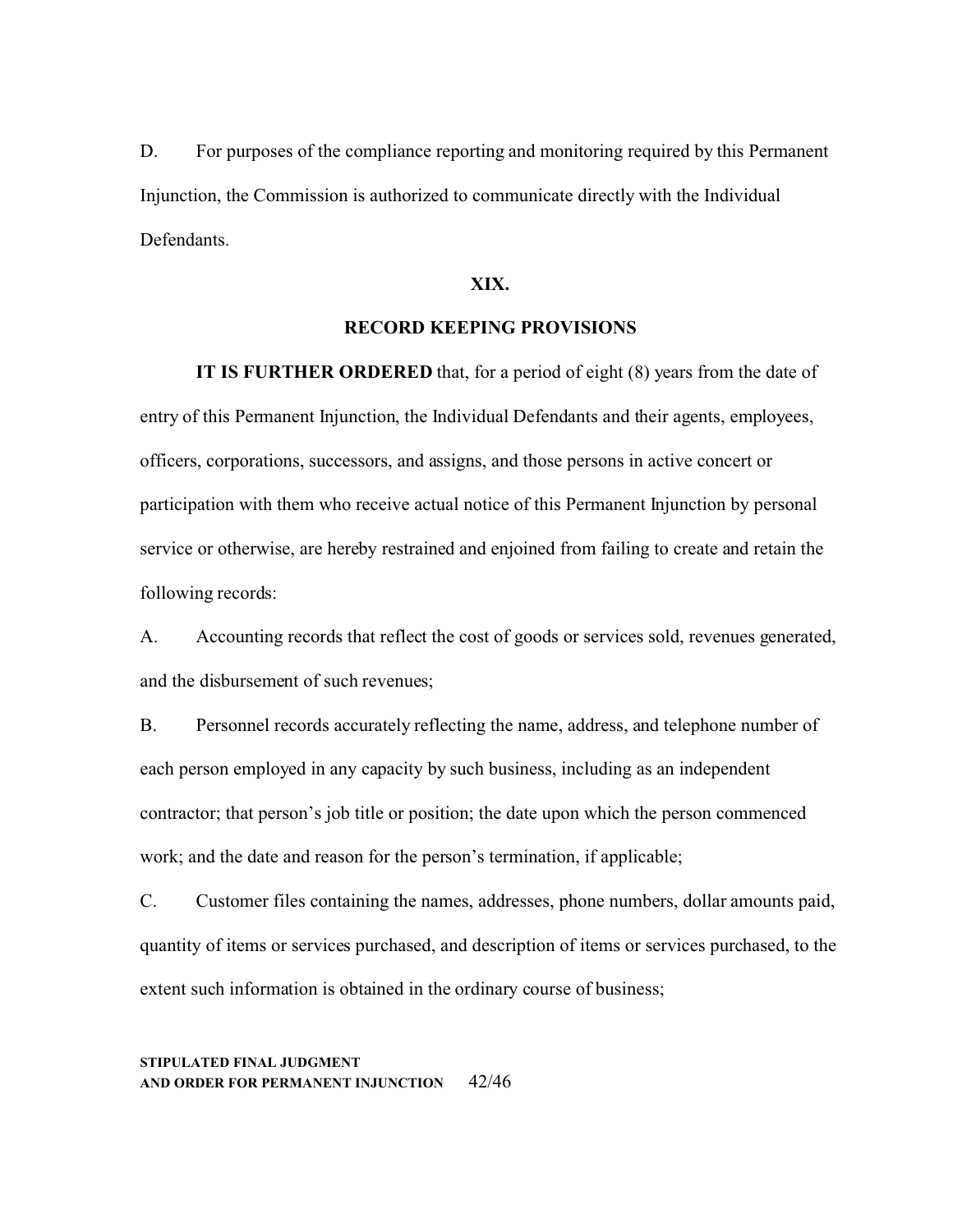D. For purposes of the compliance reporting and monitoring required by this Permanent Injunction, the Commission is authorized to communicate directly with the Individual Defendants.

## XIX.

## RECORD KEEPING PROVISIONS

**IT IS FURTHER ORDERED** that, for a period of eight (8) years from the date of entry of this Permanent Injunction, the Individual Defendants and their agents, employees, officers, corporations, successors, and assigns, and those persons in active concert or participation with them who receive actual notice of this Permanent Injunction by personal service or otherwise, are hereby restrained and enjoined from failing to create and retain the following records:

A. Accounting records that reflect the cost of goods or services sold, revenues generated, and the disbursement of such revenues;

B. Personnel records accurately reflecting the name, address, and telephone number of each person employed in any capacity by such business, including as an independent contractor; that person's job title or position; the date upon which the person commenced work; and the date and reason for the person's termination, if applicable;

C. Customer files containing the names, addresses, phone numbers, dollar amounts paid, quantity of items or services purchased, and description of items or services purchased, to the extent such information is obtained in the ordinary course of business;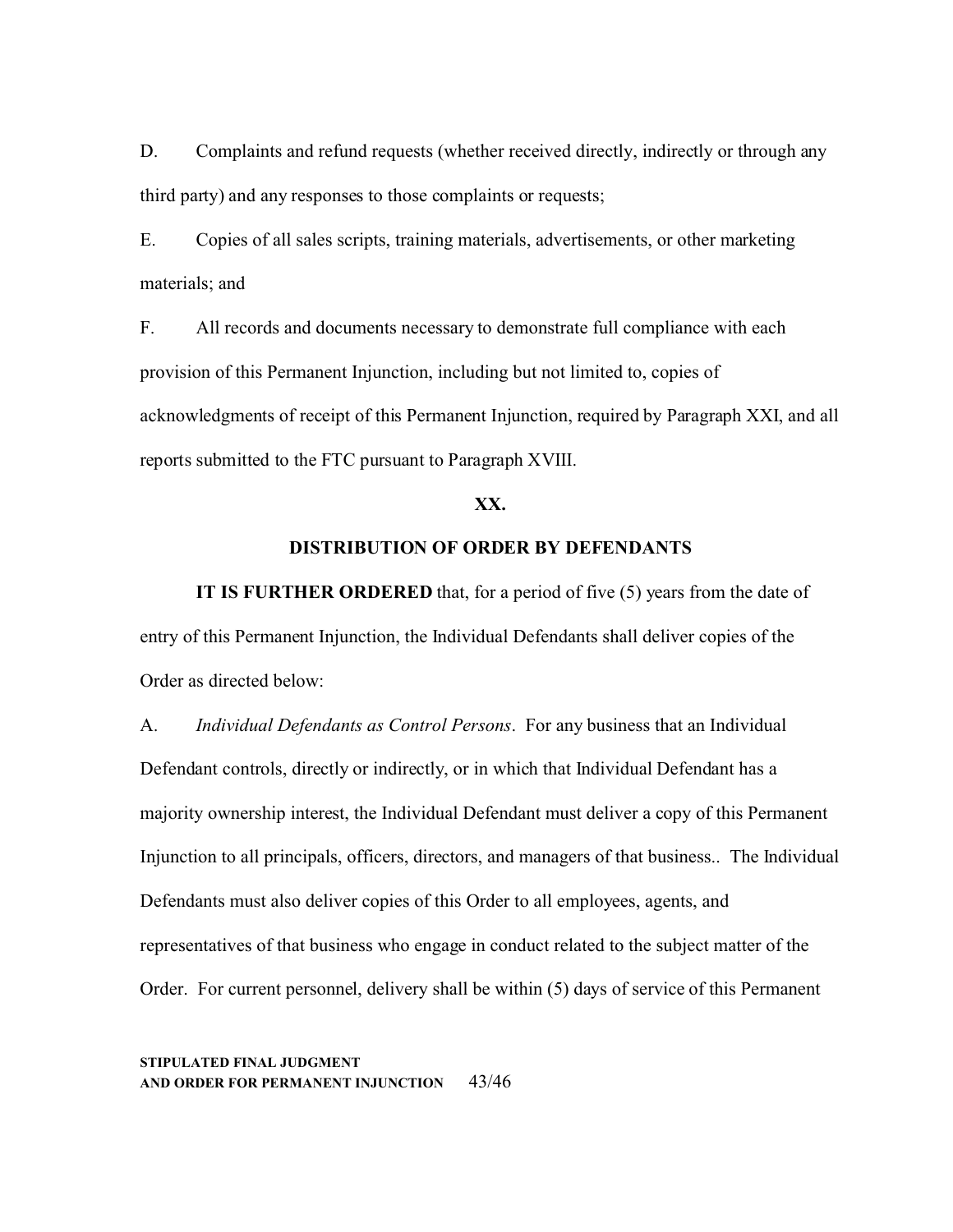D. Complaints and refund requests (whether received directly, indirectly or through any third party) and any responses to those complaints or requests;

E. Copies of all sales scripts, training materials, advertisements, or other marketing materials; and

F. All records and documents necessary to demonstrate full compliance with each provision of this Permanent Injunction, including but not limited to, copies of acknowledgments of receipt of this Permanent Injunction, required by Paragraph XXI, and all reports submitted to the FTC pursuant to Paragraph XVIII.

## XX.

## DISTRIBUTION OF ORDER BY DEFENDANTS

**IT IS FURTHER ORDERED** that, for a period of five (5) years from the date of entry of this Permanent Injunction, the Individual Defendants shall deliver copies of the Order as directed below:

A. *Individual Defendants as Control Persons*. For any business that an Individual Defendant controls, directly or indirectly, or in which that Individual Defendant has a majority ownership interest, the Individual Defendant must deliver a copy of this Permanent Injunction to all principals, officers, directors, and managers of that business.. The Individual Defendants must also deliver copies of this Order to all employees, agents, and representatives of that business who engage in conduct related to the subject matter of the Order. For current personnel, delivery shall be within (5) days of service of this Permanent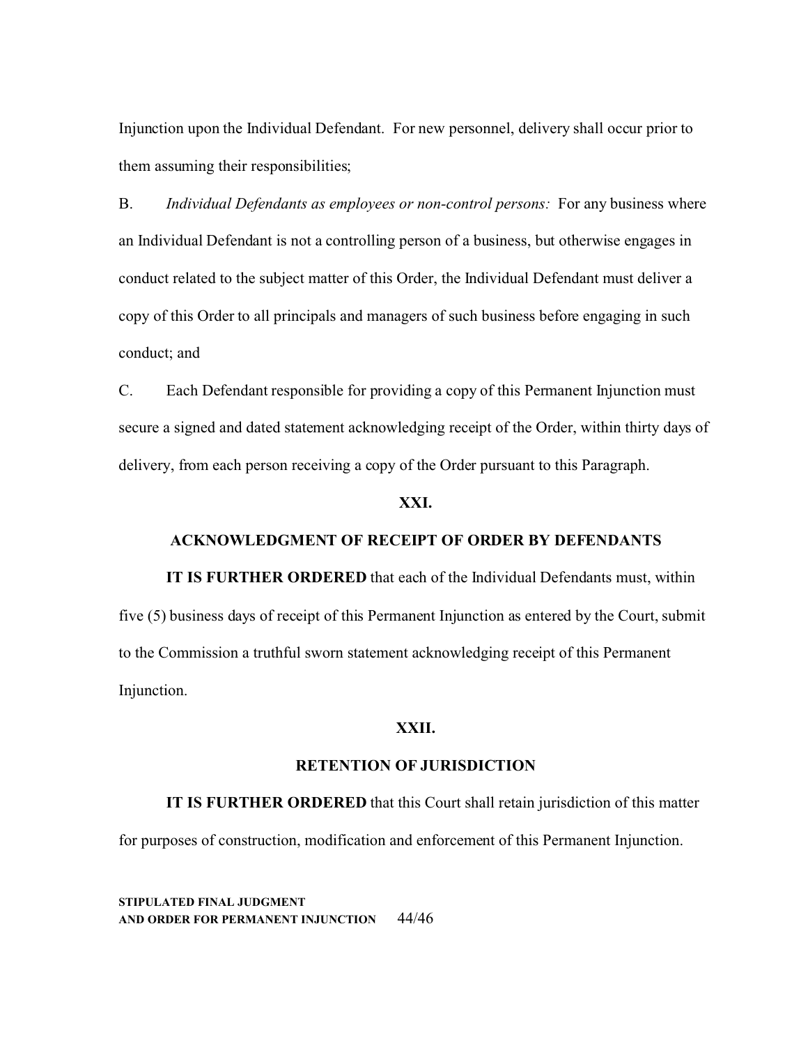Injunction upon the Individual Defendant. For new personnel, delivery shall occur prior to them assuming their responsibilities;

B. *Individual Defendants as employees or non-control persons:* For any business where an Individual Defendant is not a controlling person of a business, but otherwise engages in conduct related to the subject matter of this Order, the Individual Defendant must deliver a copy of this Order to all principals and managers of such business before engaging in such conduct; and

C. Each Defendant responsible for providing a copy of this Permanent Injunction must secure a signed and dated statement acknowledging receipt of the Order, within thirty days of delivery, from each person receiving a copy of the Order pursuant to this Paragraph.

## XXI.

## ACKNOWLEDGMENT OF RECEIPT OF ORDER BY DEFENDANTS

**IT IS FURTHER ORDERED** that each of the Individual Defendants must, within five (5) business days of receipt of this Permanent Injunction as entered by the Court, submit to the Commission a truthful sworn statement acknowledging receipt of this Permanent Injunction.

## XXII.

## RETENTION OF JURISDICTION

**IT IS FURTHER ORDERED** that this Court shall retain jurisdiction of this matter for purposes of construction, modification and enforcement of this Permanent Injunction.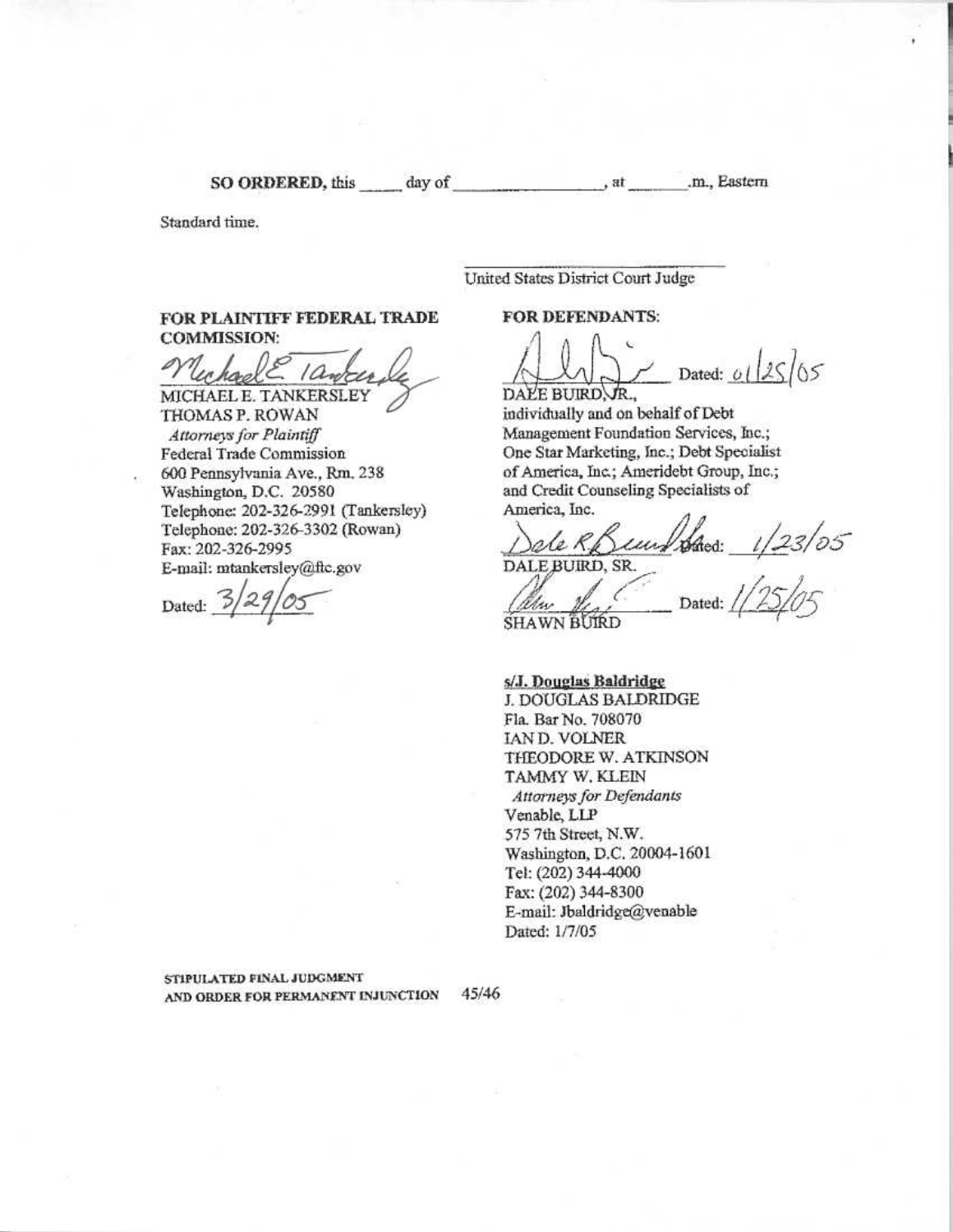**SO ORDERED,** this _____ day of _________________, at _______.m., Eastern Standard time.

_______________________________
United States District Court Judge

**FOR PLAINTIFF FEDERAL TRADE COMMISSION:**

MICHAEL E. TANKERSLEY
THOMAS P. ROWAN
*Attorneys for Plaintiff*
Federal Trade Commission
600 Pennsylvania Ave., Rm. 238
Washington, D.C. 20580
Telephone: 202-326-2991 (Tankersley)
Telephone: 202-326-3302 (Rowan)
Fax: 202-326-2995
E-mail: mtankersley@ftc.gov

Dated: 3/29/05

**FOR DEFENDANTS:**

_______________________ Dated: 01/25/05
DALE BUIRD, JR.,
individually and on behalf of Debt Management Foundation Services, Inc.; One Star Marketing, Inc.; Debt Specialist of America, Inc.; Ameridebt Group, Inc.; and Credit Counseling Specialists of America, Inc.

_______________________ Dated: 1/23/05
DALE BUIRD, SR.

_______________________ Dated: 1/25/05
SHAWN BUIRD

**s/J. Douglas Baldridge**
J. DOUGLAS BALDRIDGE
Fla. Bar No. 708070
IAN D. VOLNER
THEODORE W. ATKINSON
TAMMY W. KLEIN
*Attorneys for Defendants*
Venable, LLP
575 7th Street, N.W.
Washington, D.C. 20004-1601
Tel: (202) 344-4000
Fax: (202) 344-8300
E-mail: Jbaldridge@venable
Dated: 1/7/05

STIPULATED FINAL JUDGMENT
AND ORDER FOR PERMANENT INJUNCTION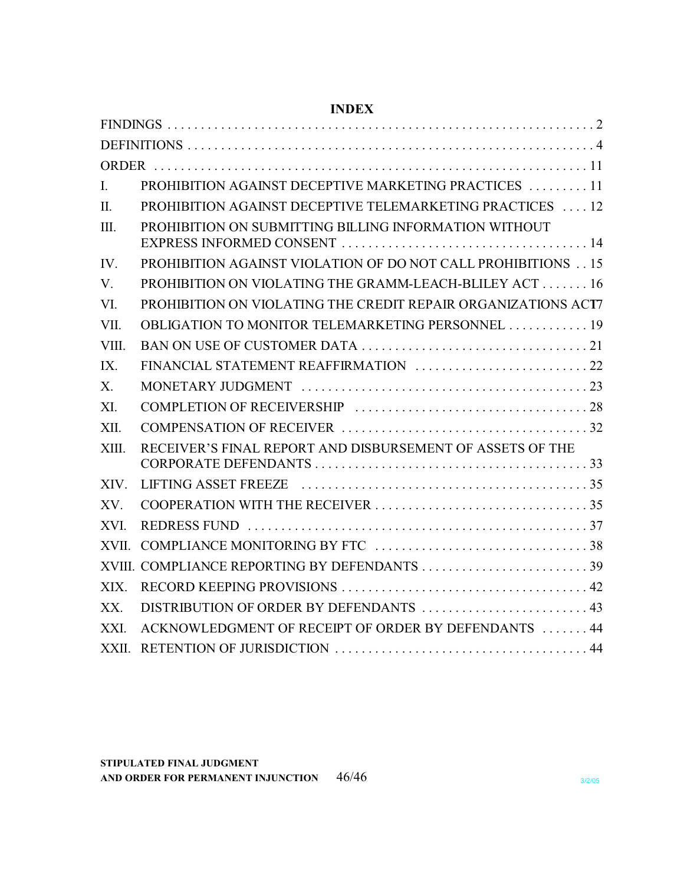## INDEX

| | | |
|---|---|---|
| FINDINGS | | 2 |
| DEFINITIONS | | 4 |
| ORDER | | 11 |
| I. | PROHIBITION AGAINST DECEPTIVE MARKETING PRACTICES | 11 |
| II. | PROHIBITION AGAINST DECEPTIVE TELEMARKETING PRACTICES | 12 |
| III. | PROHIBITION ON SUBMITTING BILLING INFORMATION WITHOUT EXPRESS INFORMED CONSENT | 14 |
| IV. | PROHIBITION AGAINST VIOLATION OF DO NOT CALL PROHIBITIONS | 15 |
| V. | PROHIBITION ON VIOLATING THE GRAMM-LEACH-BLILEY ACT | 16 |
| VI. | PROHIBITION ON VIOLATING THE CREDIT REPAIR ORGANIZATIONS ACT | 17 |
| VII. | OBLIGATION TO MONITOR TELEMARKETING PERSONNEL | 19 |
| VIII. | BAN ON USE OF CUSTOMER DATA | 21 |
| IX. | FINANCIAL STATEMENT REAFFIRMATION | 22 |
| X. | MONETARY JUDGMENT | 23 |
| XI. | COMPLETION OF RECEIVERSHIP | 28 |
| XII. | COMPENSATION OF RECEIVER | 32 |
| XIII. | RECEIVER'S FINAL REPORT AND DISBURSEMENT OF ASSETS OF THE CORPORATE DEFENDANTS | 33 |
| XIV. | LIFTING ASSET FREEZE | 35 |
| XV. | COOPERATION WITH THE RECEIVER | 35 |
| XVI. | REDRESS FUND | 37 |
| XVII. | COMPLIANCE MONITORING BY FTC | 38 |
| XVIII. | COMPLIANCE REPORTING BY DEFENDANTS | 39 |
| XIX. | RECORD KEEPING PROVISIONS | 42 |
| XX. | DISTRIBUTION OF ORDER BY DEFENDANTS | 43 |
| XXI. | ACKNOWLEDGMENT OF RECEIPT OF ORDER BY DEFENDANTS | 44 |
| XXII. | RETENTION OF JURISDICTION | 44 |